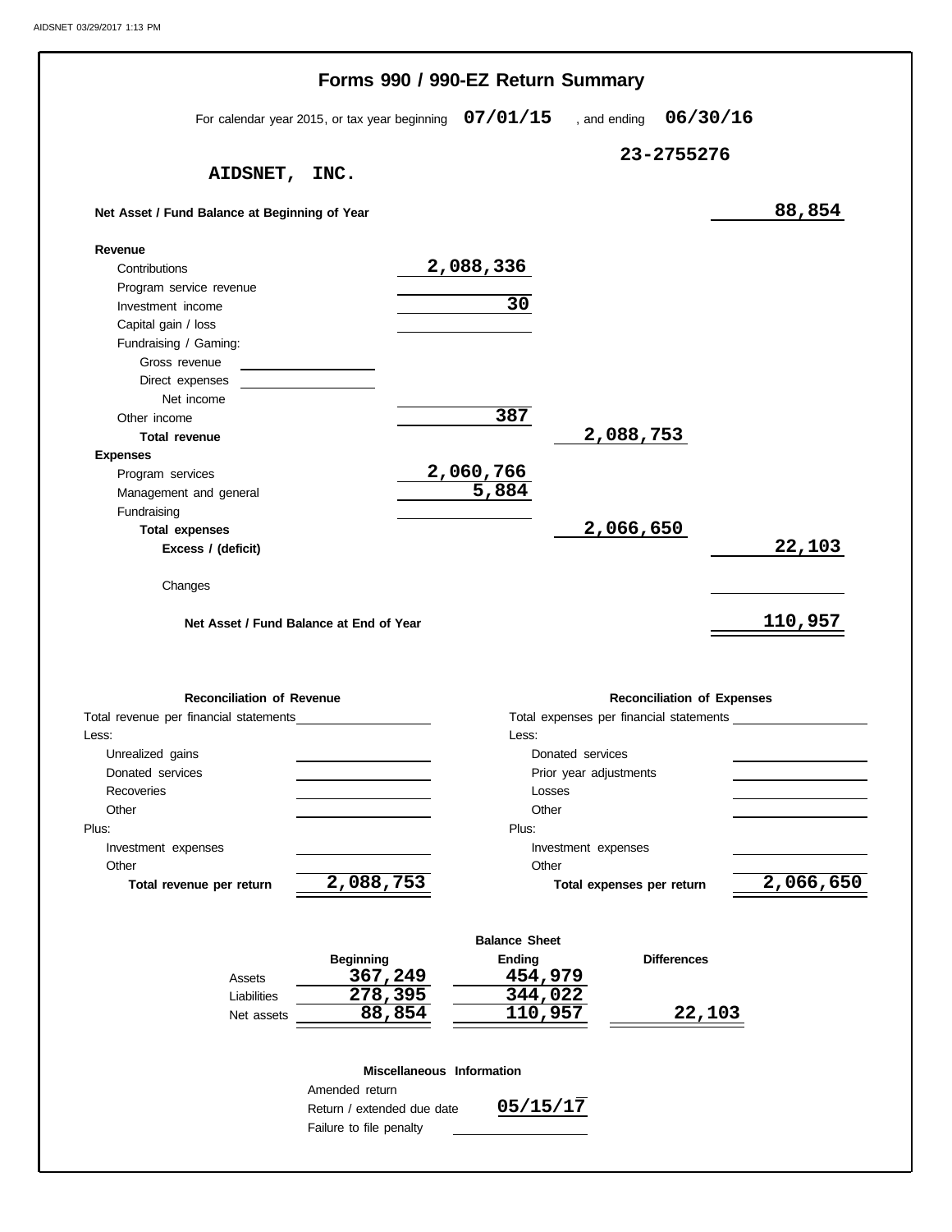# Forms 990 / 990-EZ Return Summary

For calendar year 2015, or tax year beginning **07/01/15** , and ending **06/30/16**

**AIDSNET, INC.** — **23-2755276**

| | | | |
|---|---|---|---|
| **Net Asset / Fund Balance at Beginning of Year** | | | 88,854 |
| **Revenue** | | | |
| Contributions | 2,088,336 | | |
| Program service revenue | | | |
| Investment income | 30 | | |
| Capital gain / loss | | | |
| Fundraising / Gaming: | | | |
| Gross revenue | | | |
| Direct expenses | | | |
| Net income | | | |
| Other income | 387 | | |
| **Total revenue** | | 2,088,753 | |
| **Expenses** | | | |
| Program services | 2,060,766 | | |
| Management and general | 5,884 | | |
| Fundraising | | | |
| **Total expenses** | | 2,066,650 | |
| **Excess / (deficit)** | | | 22,103 |
| Changes | | | |
| **Net Asset / Fund Balance at End of Year** | | | 110,957 |

| **Reconciliation of Revenue** | | **Reconciliation of Expenses** | |
|---|---|---|---|
| Total revenue per financial statements | | Total expenses per financial statements | |
| Less: | | Less: | |
| Unrealized gains | | Donated services | |
| Donated services | | Prior year adjustments | |
| Recoveries | | Losses | |
| Other | | Other | |
| Plus: | | Plus: | |
| Investment expenses | | Investment expenses | |
| Other | | Other | |
| **Total revenue per return** | 2,088,753 | **Total expenses per return** | 2,066,650 |

**Balance Sheet**

| | Beginning | Ending | Differences |
|---|---|---|---|
| Assets | 367,249 | 454,979 | |
| Liabilities | 278,395 | 344,022 | |
| Net assets | 88,854 | 110,957 | 22,103 |

**Miscellaneous Information**

| | |
|---|---|
| Amended return | |
| Return / extended due date | 05/15/17 |
| Failure to file penalty | |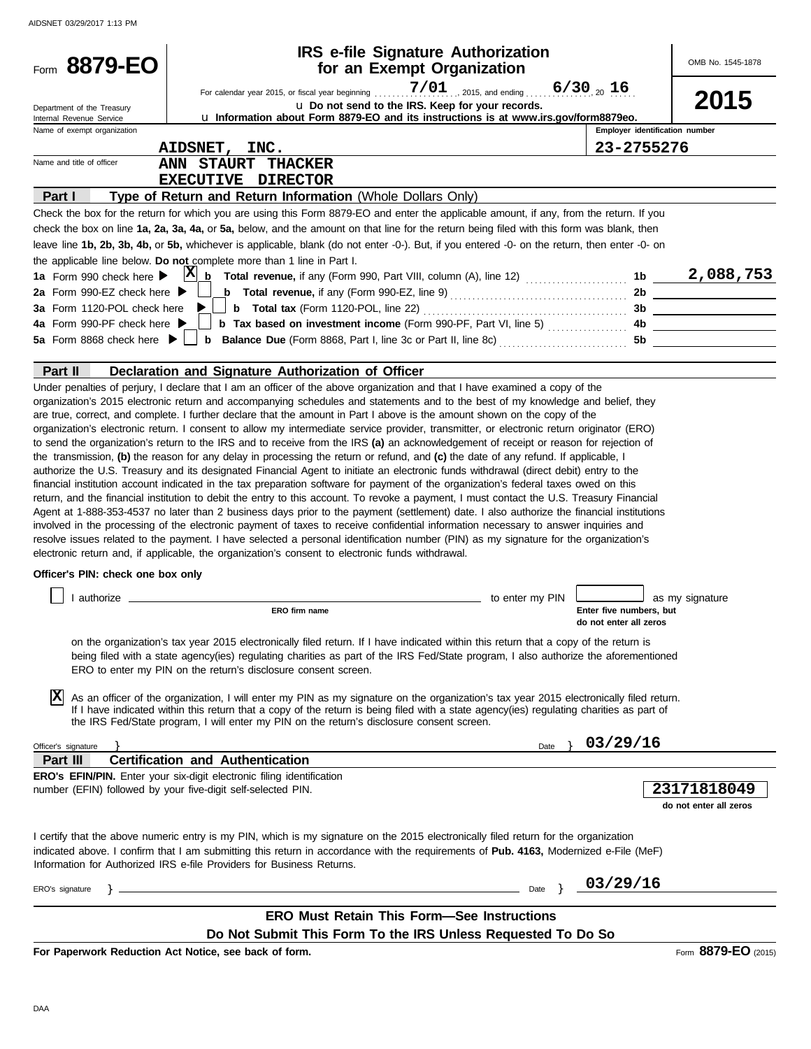# Form 8879-EO

## IRS e-file Signature Authorization for an Exempt Organization

For calendar year 2015, or fiscal year beginning 7/01, 2015, and ending 6/30, 20 16

u Do not send to the IRS. Keep for your records.

u Information about Form 8879-EO and its instructions is at www.irs.gov/form8879eo.

OMB No. 1545-1878

**2015**

Department of the Treasury
Internal Revenue Service

| Name of exempt organization | Employer identification number |
|---|---|
| AIDSNET, INC. | 23-2755276 |

Name and title of officer: ANN STAURT THACKER
EXECUTIVE DIRECTOR

### Part I — Type of Return and Return Information (Whole Dollars Only)

Check the box for the return for which you are using this Form 8879-EO and enter the applicable amount, if any, from the return. If you check the box on line **1a, 2a, 3a, 4a,** or **5a,** below, and the amount on that line for the return being filed with this form was blank, then leave line **1b, 2b, 3b, 4b,** or **5b,** whichever is applicable, blank (do not enter -0-). But, if you entered -0- on the return, then enter -0- on the applicable line below. **Do not** complete more than 1 line in Part I.

| | | | |
|---|---|---|---|
| **1a** Form 990 check here ▶ [X] | **b Total revenue,** if any (Form 990, Part VIII, column (A), line 12) | 1b | 2,088,753 |
| **2a** Form 990-EZ check here ▶ [ ] | **b Total revenue,** if any (Form 990-EZ, line 9) | 2b | |
| **3a** Form 1120-POL check here ▶ [ ] | **b Total tax** (Form 1120-POL, line 22) | 3b | |
| **4a** Form 990-PF check here ▶ [ ] | **b Tax based on investment income** (Form 990-PF, Part VI, line 5) | 4b | |
| **5a** Form 8868 check here ▶ [ ] | **b Balance Due** (Form 8868, Part I, line 3c or Part II, line 8c) | 5b | |

### Part II — Declaration and Signature Authorization of Officer

Under penalties of perjury, I declare that I am an officer of the above organization and that I have examined a copy of the organization's 2015 electronic return and accompanying schedules and statements and to the best of my knowledge and belief, they are true, correct, and complete. I further declare that the amount in Part I above is the amount shown on the copy of the organization's electronic return. I consent to allow my intermediate service provider, transmitter, or electronic return originator (ERO) to send the organization's return to the IRS and to receive from the IRS **(a)** an acknowledgement of receipt or reason for rejection of the transmission, **(b)** the reason for any delay in processing the return or refund, and **(c)** the date of any refund. If applicable, I authorize the U.S. Treasury and its designated Financial Agent to initiate an electronic funds withdrawal (direct debit) entry to the financial institution account indicated in the tax preparation software for payment of the organization's federal taxes owed on this return, and the financial institution to debit the entry to this account. To revoke a payment, I must contact the U.S. Treasury Financial Agent at 1-888-353-4537 no later than 2 business days prior to the payment (settlement) date. I also authorize the financial institutions involved in the processing of the electronic payment of taxes to receive confidential information necessary to answer inquiries and resolve issues related to the payment. I have selected a personal identification number (PIN) as my signature for the organization's electronic return and, if applicable, the organization's consent to electronic funds withdrawal.

**Officer's PIN: check one box only**

[ ] I authorize ______________________ (ERO firm name) to enter my PIN [_____] (Enter five numbers, but do not enter all zeros) as my signature on the organization's tax year 2015 electronically filed return. If I have indicated within this return that a copy of the return is being filed with a state agency(ies) regulating charities as part of the IRS Fed/State program, I also authorize the aforementioned ERO to enter my PIN on the return's disclosure consent screen.

[X] As an officer of the organization, I will enter my PIN as my signature on the organization's tax year 2015 electronically filed return. If I have indicated within this return that a copy of the return is being filed with a state agency(ies) regulating charities as part of the IRS Fed/State program, I will enter my PIN on the return's disclosure consent screen.

Officer's signature } ______________________ Date } 03/29/16

### Part III — Certification and Authentication

**ERO's EFIN/PIN.** Enter your six-digit electronic filing identification number (EFIN) followed by your five-digit self-selected PIN.

23171818049
(do not enter all zeros)

I certify that the above numeric entry is my PIN, which is my signature on the 2015 electronically filed return for the organization indicated above. I confirm that I am submitting this return in accordance with the requirements of **Pub. 4163,** Modernized e-File (MeF) Information for Authorized IRS e-file Providers for Business Returns.

ERO's signature } ______________________ Date } 03/29/16

**ERO Must Retain This Form—See Instructions**

**Do Not Submit This Form To the IRS Unless Requested To Do So**

**For Paperwork Reduction Act Notice, see back of form.**

Form **8879-EO** (2015)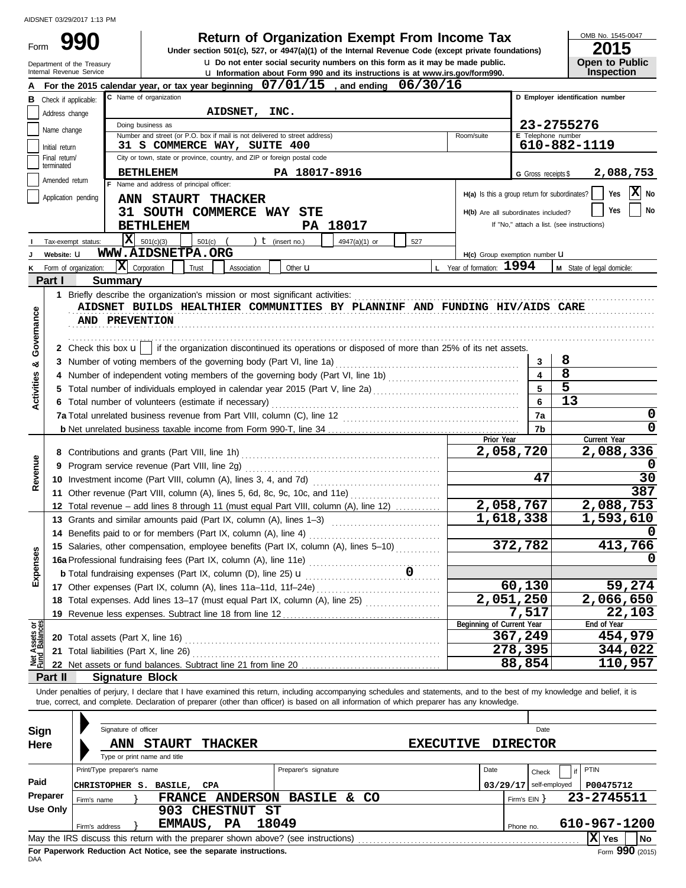AIDSNET 03/29/2017 1:13 PM

# Form 990 — Return of Organization Exempt From Income Tax

**Under section 501(c), 527, or 4947(a)(1) of the Internal Revenue Code (except private foundations)**

Department of the Treasury
Internal Revenue Service

u Do not enter social security numbers on this form as it may be made public.
u Information about Form 990 and its instructions is at www.irs.gov/form990.

OMB No. 1545-0047
**2015**
**Open to Public Inspection**

**A** For the 2015 calendar year, or tax year beginning **07/01/15**, and ending **06/30/16**

**B** Check if applicable:
- Address change
- Name change
- Initial return
- Final return/terminated
- Amended return
- Application pending

**C** Name of organization: **AIDSNET, INC.**

Doing business as

Number and street (or P.O. box if mail is not delivered to street address): **31 S COMMERCE WAY, SUITE 400** — Room/suite

City or town, state or province, country, and ZIP or foreign postal code: **BETHLEHEM PA 18017-8916**

**D** Employer identification number: **23-2755276**

**E** Telephone number: **610-882-1119**

**G** Gross receipts $ **2,088,753**

**F** Name and address of principal officer:
**ANN STAURT THACKER**
**31 SOUTH COMMERCE WAY STE**
**BETHLEHEM PA 18017**

H(a) Is this a group return for subordinates? Yes [ ] No [X]

H(b) Are all subordinates included? Yes [ ] No [ ]
If "No," attach a list. (see instructions)

**I** Tax-exempt status: [X] 501(c)(3) [ ] 501(c) ( ) t (insert no.) [ ] 4947(a)(1) or [ ] 527

**J** Website: u **WWW.AIDSNETPA.ORG**

H(c) Group exemption number u

**K** Form of organization: [X] Corporation [ ] Trust [ ] Association [ ] Other u

**L** Year of formation: **1994**

**M** State of legal domicile:

## Part I Summary

**Activities & Governance**

1 Briefly describe the organization's mission or most significant activities:
AIDSNET BUILDS HEALTHIER COMMUNITIES BY PLANNINF AND FUNDING HIV/AIDS CARE AND PREVENTION

2 Check this box u [ ] if the organization discontinued its operations or disposed of more than 25% of its net assets.

| | | Line | |
|---|---|---|---|
| 3 | Number of voting members of the governing body (Part VI, line 1a) | 3 | 8 |
| 4 | Number of independent voting members of the governing body (Part VI, line 1b) | 4 | 8 |
| 5 | Total number of individuals employed in calendar year 2015 (Part V, line 2a) | 5 | 5 |
| 6 | Total number of volunteers (estimate if necessary) | 6 | 13 |
| 7a | Total unrelated business revenue from Part VIII, column (C), line 12 | 7a | 0 |
| b | Net unrelated business taxable income from Form 990-T, line 34 | 7b | 0 |

| | | Prior Year | Current Year |
|---|---|---|---|
| **Revenue** | | | |
| 8 | Contributions and grants (Part VIII, line 1h) | 2,058,720 | 2,088,336 |
| 9 | Program service revenue (Part VIII, line 2g) | | 0 |
| 10 | Investment income (Part VIII, column (A), lines 3, 4, and 7d) | 47 | 30 |
| 11 | Other revenue (Part VIII, column (A), lines 5, 6d, 8c, 9c, 10c, and 11e) | | 387 |
| 12 | Total revenue – add lines 8 through 11 (must equal Part VIII, column (A), line 12) | 2,058,767 | 2,088,753 |
| **Expenses** | | | |
| 13 | Grants and similar amounts paid (Part IX, column (A), lines 1–3) | 1,618,338 | 1,593,610 |
| 14 | Benefits paid to or for members (Part IX, column (A), line 4) | | 0 |
| 15 | Salaries, other compensation, employee benefits (Part IX, column (A), lines 5–10) | 372,782 | 413,766 |
| 16a | Professional fundraising fees (Part IX, column (A), line 11e) | | 0 |
| b | Total fundraising expenses (Part IX, column (D), line 25) u 0 | | |
| 17 | Other expenses (Part IX, column (A), lines 11a–11d, 11f–24e) | 60,130 | 59,274 |
| 18 | Total expenses. Add lines 13–17 (must equal Part IX, column (A), line 25) | 2,051,250 | 2,066,650 |
| 19 | Revenue less expenses. Subtract line 18 from line 12 | 7,517 | 22,103 |

| **Net Assets or Fund Balances** | | Beginning of Current Year | End of Year |
|---|---|---|---|
| 20 | Total assets (Part X, line 16) | 367,249 | 454,979 |
| 21 | Total liabilities (Part X, line 26) | 278,395 | 344,022 |
| 22 | Net assets or fund balances. Subtract line 21 from line 20 | 88,854 | 110,957 |

## Part II Signature Block

Under penalties of perjury, I declare that I have examined this return, including accompanying schedules and statements, and to the best of my knowledge and belief, it is true, correct, and complete. Declaration of preparer (other than officer) is based on all information of which preparer has any knowledge.

**Sign Here**

Signature of officer — Date

**ANN STAURT THACKER** — **EXECUTIVE DIRECTOR**
Type or print name and title

**Paid Preparer Use Only**

| Print/Type preparer's name | Preparer's signature | Date | Check if self-employed | PTIN |
|---|---|---|---|---|
| CHRISTOPHER S. BASILE, CPA | | 03/29/17 | | P00475712 |

Firm's name } **FRANCE ANDERSON BASILE & CO** — Firm's EIN } **23-2745511**

Firm's address } **903 CHESTNUT ST, EMMAUS, PA 18049** — Phone no. **610-967-1200**

May the IRS discuss this return with the preparer shown above? (see instructions) [X] Yes [ ] No

**For Paperwork Reduction Act Notice, see the separate instructions.**

DAA — Form **990** (2015)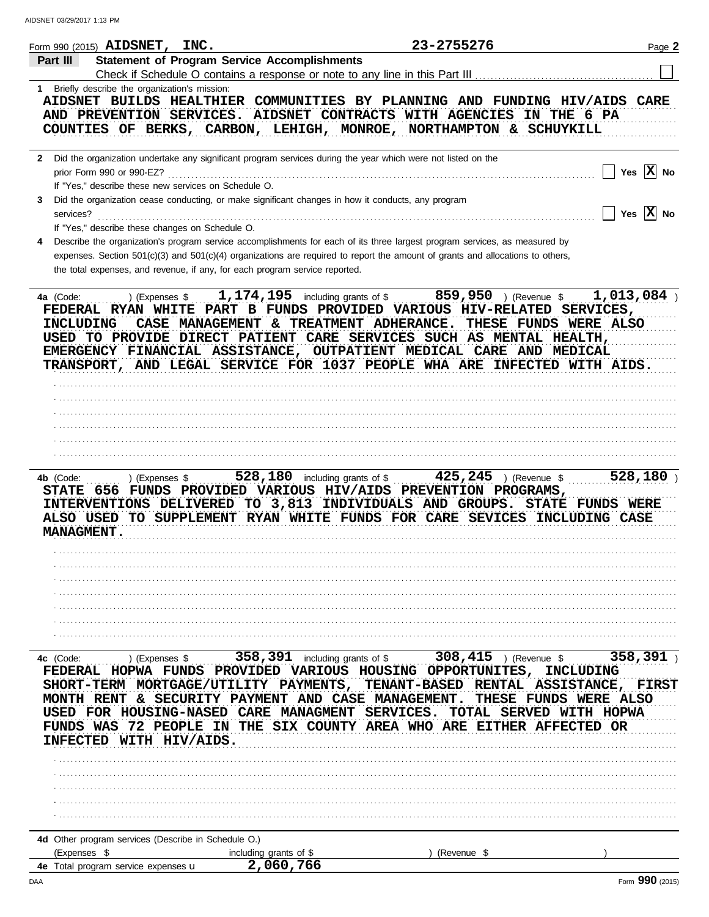Form 990 (2015) AIDSNET, INC. 23-2755276 Page 2

## Part III Statement of Program Service Accomplishments

Check if Schedule O contains a response or note to any line in this Part III ☐

**1** Briefly describe the organization's mission:

AIDSNET BUILDS HEALTHIER COMMUNITIES BY PLANNING AND FUNDING HIV/AIDS CARE AND PREVENTION SERVICES. AIDSNET CONTRACTS WITH AGENCIES IN THE 6 PA COUNTIES OF BERKS, CARBON, LEHIGH, MONROE, NORTHAMPTON & SCHUYKILL

**2** Did the organization undertake any significant program services during the year which were not listed on the prior Form 990 or 990-EZ? ☐ Yes ☒ No

If "Yes," describe these new services on Schedule O.

**3** Did the organization cease conducting, or make significant changes in how it conducts, any program services? ☐ Yes ☒ No

If "Yes," describe these changes on Schedule O.

**4** Describe the organization's program service accomplishments for each of its three largest program services, as measured by expenses. Section 501(c)(3) and 501(c)(4) organizations are required to report the amount of grants and allocations to others, the total expenses, and revenue, if any, for each program service reported.

**4a** (Code: ) (Expenses $ 1,174,195 including grants of $ 859,950 ) (Revenue $ 1,013,084 )

FEDERAL RYAN WHITE PART B FUNDS PROVIDED VARIOUS HIV-RELATED SERVICES, INCLUDING CASE MANAGEMENT & TREATMENT ADHERANCE. THESE FUNDS WERE ALSO USED TO PROVIDE DIRECT PATIENT CARE SERVICES SUCH AS MENTAL HEALTH, EMERGENCY FINANCIAL ASSISTANCE, OUTPATIENT MEDICAL CARE AND MEDICAL TRANSPORT, AND LEGAL SERVICE FOR 1037 PEOPLE WHA ARE INFECTED WITH AIDS.

**4b** (Code: ) (Expenses $ 528,180 including grants of $ 425,245 ) (Revenue $ 528,180 )

STATE 656 FUNDS PROVIDED VARIOUS HIV/AIDS PREVENTION PROGRAMS, INTERVENTIONS DELIVERED TO 3,813 INDIVIDUALS AND GROUPS. STATE FUNDS WERE ALSO USED TO SUPPLEMENT RYAN WHITE FUNDS FOR CARE SEVICES INCLUDING CASE MANAGMENT.

**4c** (Code: ) (Expenses $ 358,391 including grants of $ 308,415 ) (Revenue $ 358,391 )

FEDERAL HOPWA FUNDS PROVIDED VARIOUS HOUSING OPPORTUNITES, INCLUDING SHORT-TERM MORTGAGE/UTILITY PAYMENTS, TENANT-BASED RENTAL ASSISTANCE, FIRST MONTH RENT & SECURITY PAYMENT AND CASE MANAGEMENT. THESE FUNDS WERE ALSO USED FOR HOUSING-NASED CARE MANAGMENT SERVICES. TOTAL SERVED WITH HOPWA FUNDS WAS 72 PEOPLE IN THE SIX COUNTY AREA WHO ARE EITHER AFFECTED OR INFECTED WITH HIV/AIDS.

**4d** Other program services (Describe in Schedule O.)

(Expenses $ including grants of $ ) (Revenue $ )

**4e** Total program service expenses u 2,060,766

Form 990 (2015)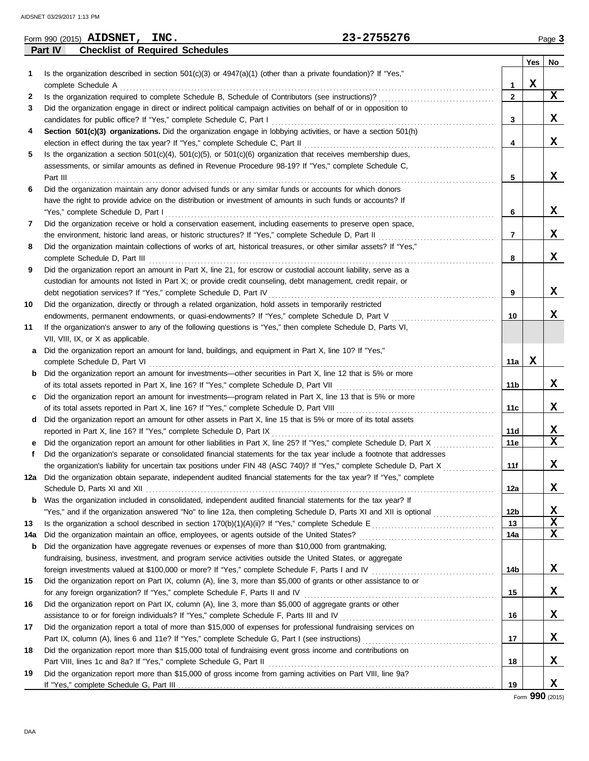Form 990 (2015) **AIDSNET, INC.** **23-2755276**

## Part IV Checklist of Required Schedules

| | | | Yes | No |
|---|---|---|---|---|
| 1 | Is the organization described in section 501(c)(3) or 4947(a)(1) (other than a private foundation)? If "Yes," complete Schedule A | 1 | X | |
| 2 | Is the organization required to complete Schedule B, Schedule of Contributors (see instructions)? | 2 | | X |
| 3 | Did the organization engage in direct or indirect political campaign activities on behalf of or in opposition to candidates for public office? If "Yes," complete Schedule C, Part I | 3 | | X |
| 4 | **Section 501(c)(3) organizations.** Did the organization engage in lobbying activities, or have a section 501(h) election in effect during the tax year? If "Yes," complete Schedule C, Part II | 4 | | X |
| 5 | Is the organization a section 501(c)(4), 501(c)(5), or 501(c)(6) organization that receives membership dues, assessments, or similar amounts as defined in Revenue Procedure 98-19? If "Yes," complete Schedule C, Part III | 5 | | X |
| 6 | Did the organization maintain any donor advised funds or any similar funds or accounts for which donors have the right to provide advice on the distribution or investment of amounts in such funds or accounts? If "Yes," complete Schedule D, Part I | 6 | | X |
| 7 | Did the organization receive or hold a conservation easement, including easements to preserve open space, the environment, historic land areas, or historic structures? If "Yes," complete Schedule D, Part II | 7 | | X |
| 8 | Did the organization maintain collections of works of art, historical treasures, or other similar assets? If "Yes," complete Schedule D, Part III | 8 | | X |
| 9 | Did the organization report an amount in Part X, line 21, for escrow or custodial account liability, serve as a custodian for amounts not listed in Part X; or provide credit counseling, debt management, credit repair, or debt negotiation services? If "Yes," complete Schedule D, Part IV | 9 | | X |
| 10 | Did the organization, directly or through a related organization, hold assets in temporarily restricted endowments, permanent endowments, or quasi-endowments? If "Yes," complete Schedule D, Part V | 10 | | X |
| 11 | If the organization's answer to any of the following questions is "Yes," then complete Schedule D, Parts VI, VII, VIII, IX, or X as applicable. | | | |
| a | Did the organization report an amount for land, buildings, and equipment in Part X, line 10? If "Yes," complete Schedule D, Part VI | 11a | X | |
| b | Did the organization report an amount for investments—other securities in Part X, line 12 that is 5% or more of its total assets reported in Part X, line 16? If "Yes," complete Schedule D, Part VII | 11b | | X |
| c | Did the organization report an amount for investments—program related in Part X, line 13 that is 5% or more of its total assets reported in Part X, line 16? If "Yes," complete Schedule D, Part VIII | 11c | | X |
| d | Did the organization report an amount for other assets in Part X, line 15 that is 5% or more of its total assets reported in Part X, line 16? If "Yes," complete Schedule D, Part IX | 11d | | X |
| e | Did the organization report an amount for other liabilities in Part X, line 25? If "Yes," complete Schedule D, Part X | 11e | | X |
| f | Did the organization's separate or consolidated financial statements for the tax year include a footnote that addresses the organization's liability for uncertain tax positions under FIN 48 (ASC 740)? If "Yes," complete Schedule D, Part X | 11f | | X |
| 12a | Did the organization obtain separate, independent audited financial statements for the tax year? If "Yes," complete Schedule D, Parts XI and XII | 12a | | X |
| b | Was the organization included in consolidated, independent audited financial statements for the tax year? If "Yes," and if the organization answered "No" to line 12a, then completing Schedule D, Parts XI and XII is optional | 12b | | X |
| 13 | Is the organization a school described in section 170(b)(1)(A)(ii)? If "Yes," complete Schedule E | 13 | | X |
| 14a | Did the organization maintain an office, employees, or agents outside of the United States? | 14a | | X |
| b | Did the organization have aggregate revenues or expenses of more than $10,000 from grantmaking, fundraising, business, investment, and program service activities outside the United States, or aggregate foreign investments valued at $100,000 or more? If "Yes," complete Schedule F, Parts I and IV | 14b | | X |
| 15 | Did the organization report on Part IX, column (A), line 3, more than $5,000 of grants or other assistance to or for any foreign organization? If "Yes," complete Schedule F, Parts II and IV | 15 | | X |
| 16 | Did the organization report on Part IX, column (A), line 3, more than $5,000 of aggregate grants or other assistance to or for foreign individuals? If "Yes," complete Schedule F, Parts III and IV | 16 | | X |
| 17 | Did the organization report a total of more than $15,000 of expenses for professional fundraising services on Part IX, column (A), lines 6 and 11e? If "Yes," complete Schedule G, Part I (see instructions) | 17 | | X |
| 18 | Did the organization report more than $15,000 total of fundraising event gross income and contributions on Part VIII, lines 1c and 8a? If "Yes," complete Schedule G, Part II | 18 | | X |
| 19 | Did the organization report more than $15,000 of gross income from gaming activities on Part VIII, line 9a? If "Yes," complete Schedule G, Part III | 19 | | X |

Form **990** (2015)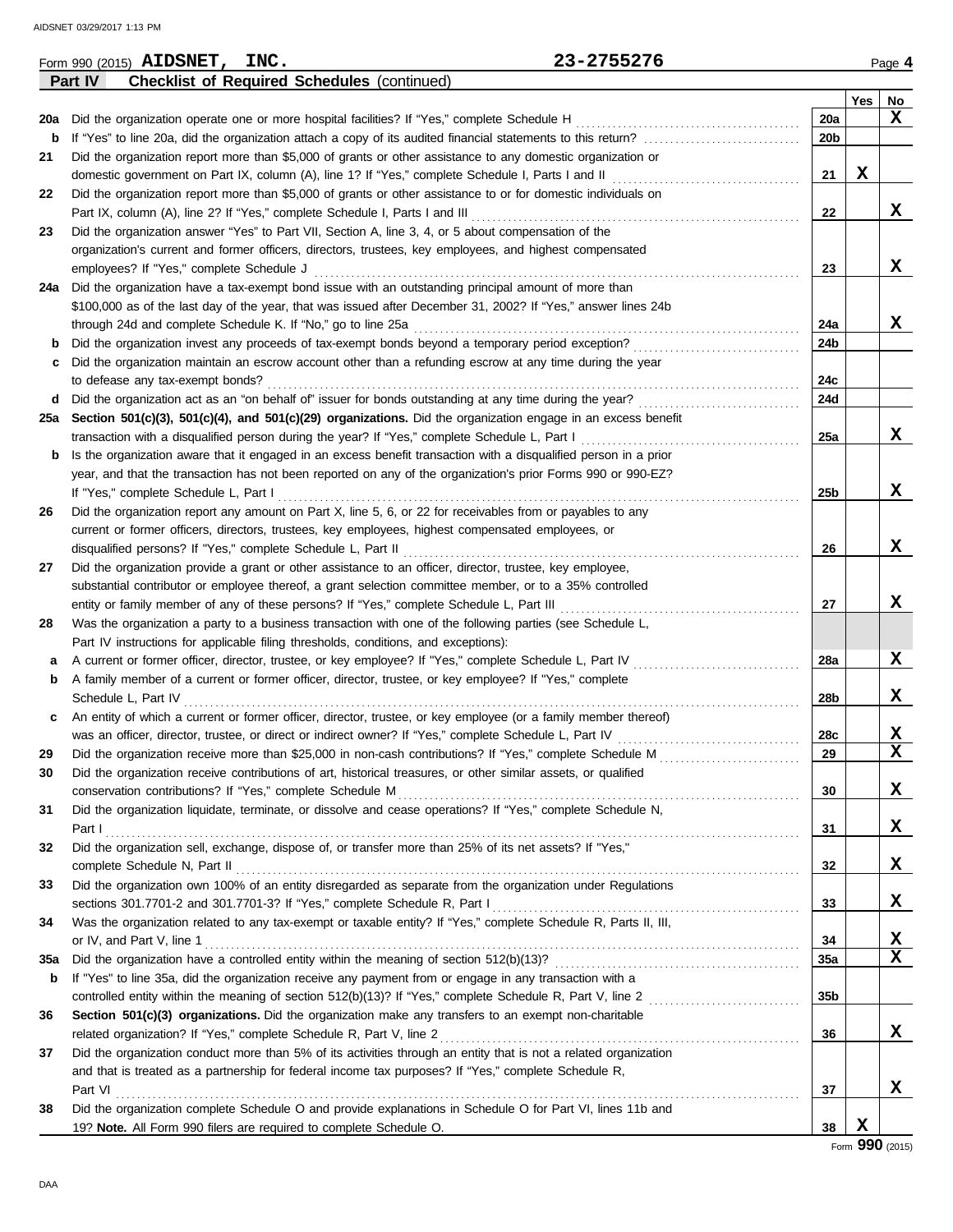Form 990 (2015) **AIDSNET, INC.** 23-2755276 Page **4**

**Part IV** **Checklist of Required Schedules** (continued)

| | | | Yes | No |
|---|---|---|---|---|
| **20a** | Did the organization operate one or more hospital facilities? If "Yes," complete Schedule H | **20a** | | X |
| **b** | If "Yes" to line 20a, did the organization attach a copy of its audited financial statements to this return? | **20b** | | |
| **21** | Did the organization report more than $5,000 of grants or other assistance to any domestic organization or domestic government on Part IX, column (A), line 1? If "Yes," complete Schedule I, Parts I and II | **21** | X | |
| **22** | Did the organization report more than $5,000 of grants or other assistance to or for domestic individuals on Part IX, column (A), line 2? If "Yes," complete Schedule I, Parts I and III | **22** | | X |
| **23** | Did the organization answer "Yes" to Part VII, Section A, line 3, 4, or 5 about compensation of the organization's current and former officers, directors, trustees, key employees, and highest compensated employees? If "Yes," complete Schedule J | **23** | | X |
| **24a** | Did the organization have a tax-exempt bond issue with an outstanding principal amount of more than $100,000 as of the last day of the year, that was issued after December 31, 2002? If "Yes," answer lines 24b through 24d and complete Schedule K. If "No," go to line 25a | **24a** | | X |
| **b** | Did the organization invest any proceeds of tax-exempt bonds beyond a temporary period exception? | **24b** | | |
| **c** | Did the organization maintain an escrow account other than a refunding escrow at any time during the year to defease any tax-exempt bonds? | **24c** | | |
| **d** | Did the organization act as an "on behalf of" issuer for bonds outstanding at any time during the year? | **24d** | | |
| **25a** | **Section 501(c)(3), 501(c)(4), and 501(c)(29) organizations.** Did the organization engage in an excess benefit transaction with a disqualified person during the year? If "Yes," complete Schedule L, Part I | **25a** | | X |
| **b** | Is the organization aware that it engaged in an excess benefit transaction with a disqualified person in a prior year, and that the transaction has not been reported on any of the organization's prior Forms 990 or 990-EZ? If "Yes," complete Schedule L, Part I | **25b** | | X |
| **26** | Did the organization report any amount on Part X, line 5, 6, or 22 for receivables from or payables to any current or former officers, directors, trustees, key employees, highest compensated employees, or disqualified persons? If "Yes," complete Schedule L, Part II | **26** | | X |
| **27** | Did the organization provide a grant or other assistance to an officer, director, trustee, key employee, substantial contributor or employee thereof, a grant selection committee member, or to a 35% controlled entity or family member of any of these persons? If "Yes," complete Schedule L, Part III | **27** | | X |
| **28** | Was the organization a party to a business transaction with one of the following parties (see Schedule L, Part IV instructions for applicable filing thresholds, conditions, and exceptions): | | | |
| **a** | A current or former officer, director, trustee, or key employee? If "Yes," complete Schedule L, Part IV | **28a** | | X |
| **b** | A family member of a current or former officer, director, trustee, or key employee? If "Yes," complete Schedule L, Part IV | **28b** | | X |
| **c** | An entity of which a current or former officer, director, trustee, or key employee (or a family member thereof) was an officer, director, trustee, or direct or indirect owner? If "Yes," complete Schedule L, Part IV | **28c** | | X |
| **29** | Did the organization receive more than $25,000 in non-cash contributions? If "Yes," complete Schedule M | **29** | | X |
| **30** | Did the organization receive contributions of art, historical treasures, or other similar assets, or qualified conservation contributions? If "Yes," complete Schedule M | **30** | | X |
| **31** | Did the organization liquidate, terminate, or dissolve and cease operations? If "Yes," complete Schedule N, Part I | **31** | | X |
| **32** | Did the organization sell, exchange, dispose of, or transfer more than 25% of its net assets? If "Yes," complete Schedule N, Part II | **32** | | X |
| **33** | Did the organization own 100% of an entity disregarded as separate from the organization under Regulations sections 301.7701-2 and 301.7701-3? If "Yes," complete Schedule R, Part I | **33** | | X |
| **34** | Was the organization related to any tax-exempt or taxable entity? If "Yes," complete Schedule R, Parts II, III, or IV, and Part V, line 1 | **34** | | X |
| **35a** | Did the organization have a controlled entity within the meaning of section 512(b)(13)? | **35a** | | X |
| **b** | If "Yes" to line 35a, did the organization receive any payment from or engage in any transaction with a controlled entity within the meaning of section 512(b)(13)? If "Yes," complete Schedule R, Part V, line 2 | **35b** | | |
| **36** | **Section 501(c)(3) organizations.** Did the organization make any transfers to an exempt non-charitable related organization? If "Yes," complete Schedule R, Part V, line 2 | **36** | | X |
| **37** | Did the organization conduct more than 5% of its activities through an entity that is not a related organization and that is treated as a partnership for federal income tax purposes? If "Yes," complete Schedule R, Part VI | **37** | | X |
| **38** | Did the organization complete Schedule O and provide explanations in Schedule O for Part VI, lines 11b and 19? **Note.** All Form 990 filers are required to complete Schedule O. | **38** | X | |

Form **990** (2015)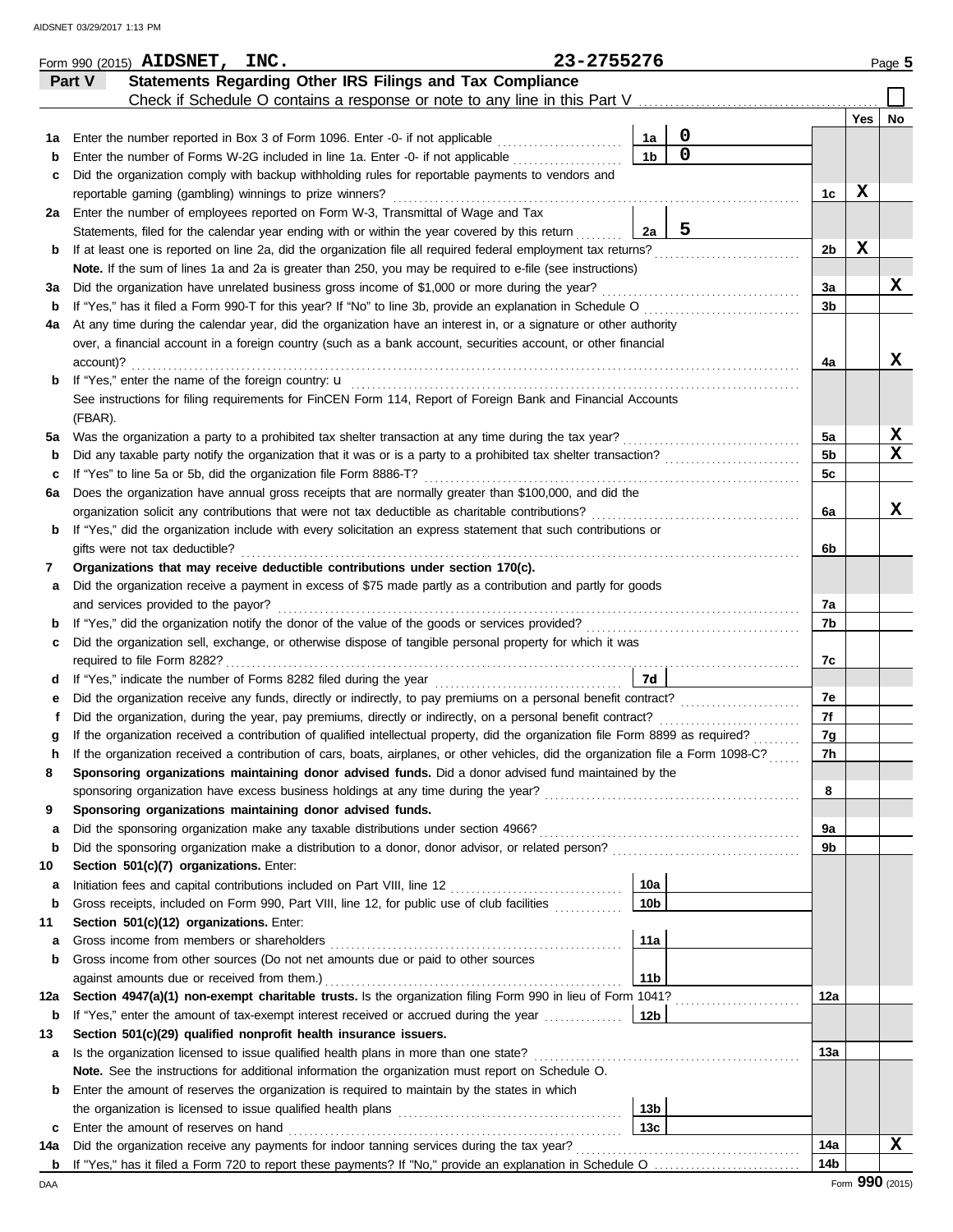Form 990 (2015) **AIDSNET, INC.** 23-2755276 Page **5**

## Part V Statements Regarding Other IRS Filings and Tax Compliance

Check if Schedule O contains a response or note to any line in this Part V ☐

| | | | | | Yes | No |
|---|---|---|---|---|---|---|
| **1a** | Enter the number reported in Box 3 of Form 1096. Enter -0- if not applicable | 1a | 0 | | | |
| **b** | Enter the number of Forms W-2G included in line 1a. Enter -0- if not applicable | 1b | 0 | | | |
| **c** | Did the organization comply with backup withholding rules for reportable payments to vendors and reportable gaming (gambling) winnings to prize winners? | | | 1c | X | |
| **2a** | Enter the number of employees reported on Form W-3, Transmittal of Wage and Tax Statements, filed for the calendar year ending with or within the year covered by this return | 2a | 5 | | | |
| **b** | If at least one is reported on line 2a, did the organization file all required federal employment tax returns? | | | 2b | X | |
| | **Note.** If the sum of lines 1a and 2a is greater than 250, you may be required to e-file (see instructions) | | | | | |
| **3a** | Did the organization have unrelated business gross income of $1,000 or more during the year? | | | 3a | | X |
| **b** | If "Yes," has it filed a Form 990-T for this year? If "No" to line 3b, provide an explanation in Schedule O | | | 3b | | |
| **4a** | At any time during the calendar year, did the organization have an interest in, or a signature or other authority over, a financial account in a foreign country (such as a bank account, securities account, or other financial account)? | | | 4a | | X |
| **b** | If "Yes," enter the name of the foreign country: u | | | | | |
| | See instructions for filing requirements for FinCEN Form 114, Report of Foreign Bank and Financial Accounts (FBAR). | | | | | |
| **5a** | Was the organization a party to a prohibited tax shelter transaction at any time during the tax year? | | | 5a | | X |
| **b** | Did any taxable party notify the organization that it was or is a party to a prohibited tax shelter transaction? | | | 5b | | X |
| **c** | If "Yes" to line 5a or 5b, did the organization file Form 8886-T? | | | 5c | | |
| **6a** | Does the organization have annual gross receipts that are normally greater than $100,000, and did the organization solicit any contributions that were not tax deductible as charitable contributions? | | | 6a | | X |
| **b** | If "Yes," did the organization include with every solicitation an express statement that such contributions or gifts were not tax deductible? | | | 6b | | |
| **7** | **Organizations that may receive deductible contributions under section 170(c).** | | | | | |
| **a** | Did the organization receive a payment in excess of $75 made partly as a contribution and partly for goods and services provided to the payor? | | | 7a | | |
| **b** | If "Yes," did the organization notify the donor of the value of the goods or services provided? | | | 7b | | |
| **c** | Did the organization sell, exchange, or otherwise dispose of tangible personal property for which it was required to file Form 8282? | | | 7c | | |
| **d** | If "Yes," indicate the number of Forms 8282 filed during the year | 7d | | | | |
| **e** | Did the organization receive any funds, directly or indirectly, to pay premiums on a personal benefit contract? | | | 7e | | |
| **f** | Did the organization, during the year, pay premiums, directly or indirectly, on a personal benefit contract? | | | 7f | | |
| **g** | If the organization received a contribution of qualified intellectual property, did the organization file Form 8899 as required? | | | 7g | | |
| **h** | If the organization received a contribution of cars, boats, airplanes, or other vehicles, did the organization file a Form 1098-C? | | | 7h | | |
| **8** | **Sponsoring organizations maintaining donor advised funds.** Did a donor advised fund maintained by the sponsoring organization have excess business holdings at any time during the year? | | | 8 | | |
| **9** | **Sponsoring organizations maintaining donor advised funds.** | | | | | |
| **a** | Did the sponsoring organization make any taxable distributions under section 4966? | | | 9a | | |
| **b** | Did the sponsoring organization make a distribution to a donor, donor advisor, or related person? | | | 9b | | |
| **10** | **Section 501(c)(7) organizations.** Enter: | | | | | |
| **a** | Initiation fees and capital contributions included on Part VIII, line 12 | 10a | | | | |
| **b** | Gross receipts, included on Form 990, Part VIII, line 12, for public use of club facilities | 10b | | | | |
| **11** | **Section 501(c)(12) organizations.** Enter: | | | | | |
| **a** | Gross income from members or shareholders | 11a | | | | |
| **b** | Gross income from other sources (Do not net amounts due or paid to other sources against amounts due or received from them.) | 11b | | | | |
| **12a** | **Section 4947(a)(1) non-exempt charitable trusts.** Is the organization filing Form 990 in lieu of Form 1041? | | | 12a | | |
| **b** | If "Yes," enter the amount of tax-exempt interest received or accrued during the year | 12b | | | | |
| **13** | **Section 501(c)(29) qualified nonprofit health insurance issuers.** | | | | | |
| **a** | Is the organization licensed to issue qualified health plans in more than one state? | | | 13a | | |
| | **Note.** See the instructions for additional information the organization must report on Schedule O. | | | | | |
| **b** | Enter the amount of reserves the organization is required to maintain by the states in which the organization is licensed to issue qualified health plans | 13b | | | | |
| **c** | Enter the amount of reserves on hand | 13c | | | | |
| **14a** | Did the organization receive any payments for indoor tanning services during the tax year? | | | 14a | | X |
| **b** | If "Yes," has it filed a Form 720 to report these payments? If "No," provide an explanation in Schedule O | | | 14b | | |

Form **990** (2015)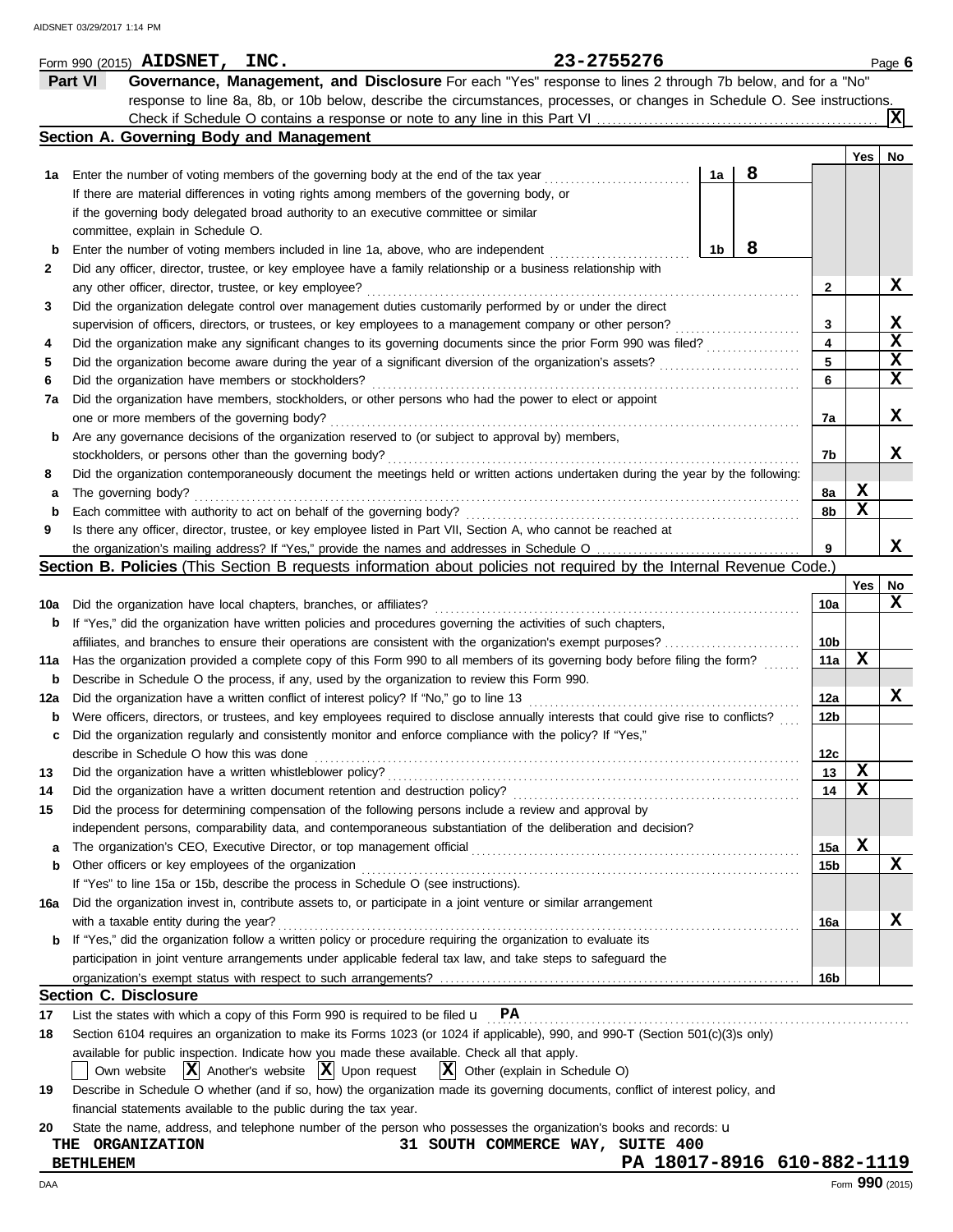Form 990 (2015) **AIDSNET, INC.** **23-2755276** Page **6**

## Part VI Governance, Management, and Disclosure

For each "Yes" response to lines 2 through 7b below, and for a "No" response to line 8a, 8b, or 10b below, describe the circumstances, processes, or changes in Schedule O. See instructions.

Check if Schedule O contains a response or note to any line in this Part VI .......... [X]

### Section A. Governing Body and Management

| | | | | Line | Yes | No |
|---|---|---|---|---|---|---|
| **1a** | Enter the number of voting members of the governing body at the end of the tax year | 1a | 8 | | | |
| | If there are material differences in voting rights among members of the governing body, or if the governing body delegated broad authority to an executive committee or similar committee, explain in Schedule O. | | | | | |
| **b** | Enter the number of voting members included in line 1a, above, who are independent | 1b | 8 | | | |
| **2** | Did any officer, director, trustee, or key employee have a family relationship or a business relationship with any other officer, director, trustee, or key employee? | | | 2 | | X |
| **3** | Did the organization delegate control over management duties customarily performed by or under the direct supervision of officers, directors, or trustees, or key employees to a management company or other person? | | | 3 | | X |
| **4** | Did the organization make any significant changes to its governing documents since the prior Form 990 was filed? | | | 4 | | X |
| **5** | Did the organization become aware during the year of a significant diversion of the organization's assets? | | | 5 | | X |
| **6** | Did the organization have members or stockholders? | | | 6 | | X |
| **7a** | Did the organization have members, stockholders, or other persons who had the power to elect or appoint one or more members of the governing body? | | | 7a | | X |
| **b** | Are any governance decisions of the organization reserved to (or subject to approval by) members, stockholders, or persons other than the governing body? | | | 7b | | X |
| **8** | Did the organization contemporaneously document the meetings held or written actions undertaken during the year by the following: | | | | | |
| **a** | The governing body? | | | 8a | X | |
| **b** | Each committee with authority to act on behalf of the governing body? | | | 8b | X | |
| **9** | Is there any officer, director, trustee, or key employee listed in Part VII, Section A, who cannot be reached at the organization's mailing address? If "Yes," provide the names and addresses in Schedule O | | | 9 | | X |

### Section B. Policies (This Section B requests information about policies not required by the Internal Revenue Code.)

| | | Line | Yes | No |
|---|---|---|---|---|
| **10a** | Did the organization have local chapters, branches, or affiliates? | 10a | | X |
| **b** | If "Yes," did the organization have written policies and procedures governing the activities of such chapters, affiliates, and branches to ensure their operations are consistent with the organization's exempt purposes? | 10b | | |
| **11a** | Has the organization provided a complete copy of this Form 990 to all members of its governing body before filing the form? | 11a | X | |
| **b** | Describe in Schedule O the process, if any, used by the organization to review this Form 990. | | | |
| **12a** | Did the organization have a written conflict of interest policy? If "No," go to line 13 | 12a | | X |
| **b** | Were officers, directors, or trustees, and key employees required to disclose annually interests that could give rise to conflicts? | 12b | | |
| **c** | Did the organization regularly and consistently monitor and enforce compliance with the policy? If "Yes," describe in Schedule O how this was done | 12c | | |
| **13** | Did the organization have a written whistleblower policy? | 13 | X | |
| **14** | Did the organization have a written document retention and destruction policy? | 14 | X | |
| **15** | Did the process for determining compensation of the following persons include a review and approval by independent persons, comparability data, and contemporaneous substantiation of the deliberation and decision? | | | |
| **a** | The organization's CEO, Executive Director, or top management official | 15a | X | |
| **b** | Other officers or key employees of the organization | 15b | | X |
| | If "Yes" to line 15a or 15b, describe the process in Schedule O (see instructions). | | | |
| **16a** | Did the organization invest in, contribute assets to, or participate in a joint venture or similar arrangement with a taxable entity during the year? | 16a | | X |
| **b** | If "Yes," did the organization follow a written policy or procedure requiring the organization to evaluate its participation in joint venture arrangements under applicable federal tax law, and take steps to safeguard the organization's exempt status with respect to such arrangements? | 16b | | |

### Section C. Disclosure

**17** List the states with which a copy of this Form 990 is required to be filed u **PA**

**18** Section 6104 requires an organization to make its Forms 1023 (or 1024 if applicable), 990, and 990-T (Section 501(c)(3)s only) available for public inspection. Indicate how you made these available. Check all that apply.

[ ] Own website [X] Another's website [X] Upon request [X] Other (explain in Schedule O)

**19** Describe in Schedule O whether (and if so, how) the organization made its governing documents, conflict of interest policy, and financial statements available to the public during the tax year.

**20** State the name, address, and telephone number of the person who possesses the organization's books and records: u

**THE ORGANIZATION** **31 SOUTH COMMERCE WAY, SUITE 400**
**BETHLEHEM** **PA 18017-8916 610-882-1119**

DAA Form **990** (2015)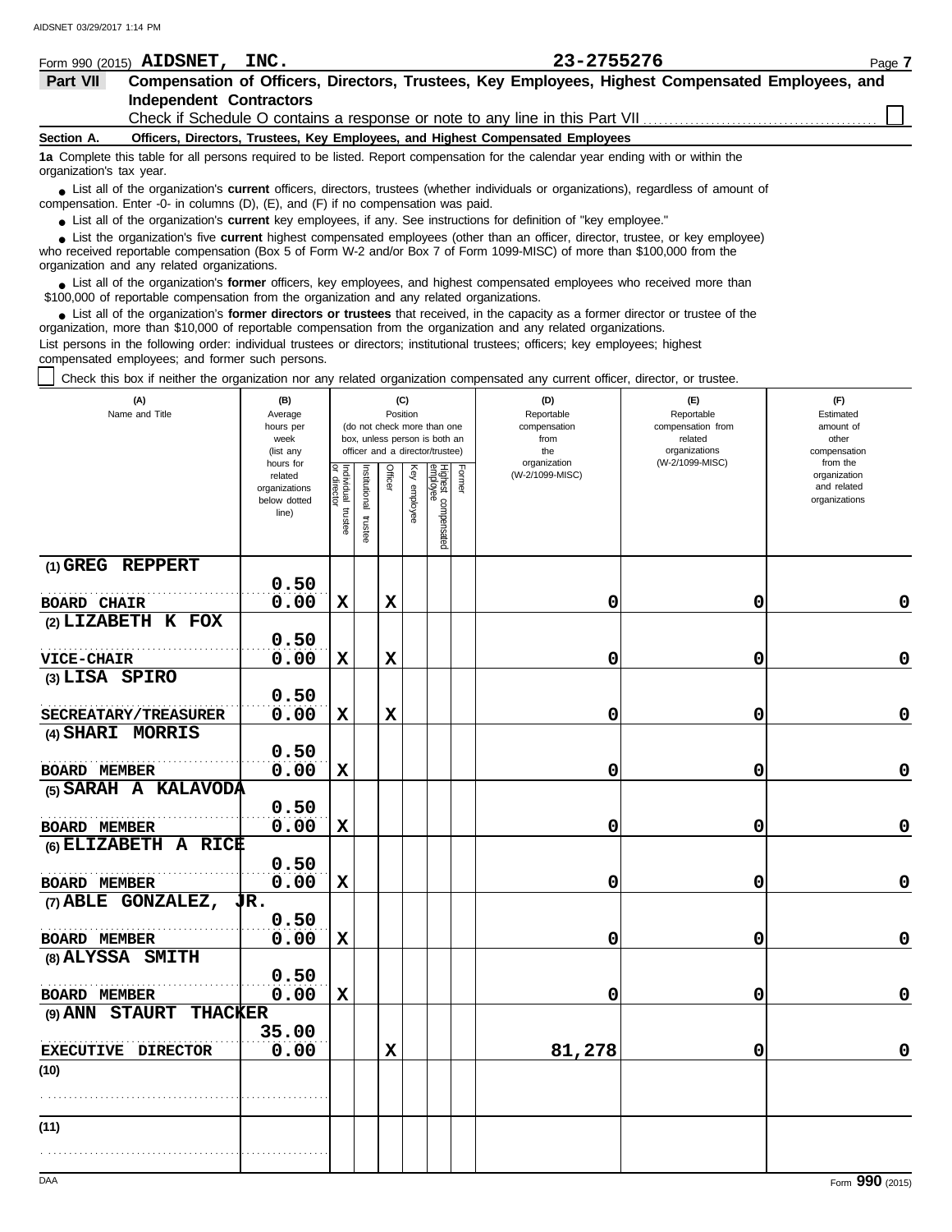Form 990 (2015) **AIDSNET, INC.** **23-2755276** Page **7**

## Part VII Compensation of Officers, Directors, Trustees, Key Employees, Highest Compensated Employees, and Independent Contractors

Check if Schedule O contains a response or note to any line in this Part VII ☐

**Section A. Officers, Directors, Trustees, Key Employees, and Highest Compensated Employees**

**1a** Complete this table for all persons required to be listed. Report compensation for the calendar year ending with or within the organization's tax year.

- List all of the organization's **current** officers, directors, trustees (whether individuals or organizations), regardless of amount of compensation. Enter -0- in columns (D), (E), and (F) if no compensation was paid.
- List all of the organization's **current** key employees, if any. See instructions for definition of "key employee."
- List the organization's five **current** highest compensated employees (other than an officer, director, trustee, or key employee) who received reportable compensation (Box 5 of Form W-2 and/or Box 7 of Form 1099-MISC) of more than $100,000 from the organization and any related organizations.
- List all of the organization's **former** officers, key employees, and highest compensated employees who received more than $100,000 of reportable compensation from the organization and any related organizations.
- List all of the organization's **former directors or trustees** that received, in the capacity as a former director or trustee of the organization, more than $10,000 of reportable compensation from the organization and any related organizations.

List persons in the following order: individual trustees or directors; institutional trustees; officers; key employees; highest compensated employees; and former such persons.

☐ Check this box if neither the organization nor any related organization compensated any current officer, director, or trustee.

| (A) Name and Title | (B) Average hours per week (list any hours for related organizations below dotted line) | (C) Position (do not check more than one box, unless person is both an officer and a director/trustee) | | | | | | (D) Reportable compensation from the organization (W-2/1099-MISC) | (E) Reportable compensation from related organizations (W-2/1099-MISC) | (F) Estimated amount of other compensation from the organization and related organizations |
|---|---|---|---|---|---|---|---|---|---|---|
| | | Individual trustee or director | Institutional trustee | Officer | Key employee | Highest compensated employee | Former | | | |
| (1) **GREG REPPERT**<br>**BOARD CHAIR** | **0.50**<br>**0.00** | **X** | | **X** | | | | **0** | **0** | **0** |
| (2) **LIZABETH K FOX**<br>**VICE-CHAIR** | **0.50**<br>**0.00** | **X** | | **X** | | | | **0** | **0** | **0** |
| (3) **LISA SPIRO**<br>**SECREATARY/TREASURER** | **0.50**<br>**0.00** | **X** | | **X** | | | | **0** | **0** | **0** |
| (4) **SHARI MORRIS**<br>**BOARD MEMBER** | **0.50**<br>**0.00** | **X** | | | | | | **0** | **0** | **0** |
| (5) **SARAH A KALAVODA**<br>**BOARD MEMBER** | **0.50**<br>**0.00** | **X** | | | | | | **0** | **0** | **0** |
| (6) **ELIZABETH A RICE**<br>**BOARD MEMBER** | **0.50**<br>**0.00** | **X** | | | | | | **0** | **0** | **0** |
| (7) **ABLE GONZALEZ, JR.**<br>**BOARD MEMBER** | **0.50**<br>**0.00** | **X** | | | | | | **0** | **0** | **0** |
| (8) **ALYSSA SMITH**<br>**BOARD MEMBER** | **0.50**<br>**0.00** | **X** | | | | | | **0** | **0** | **0** |
| (9) **ANN STAURT THACKER**<br>**EXECUTIVE DIRECTOR** | **35.00**<br>**0.00** | | | **X** | | | | **81,278** | **0** | **0** |
| (10) | | | | | | | | | | |
| (11) | | | | | | | | | | |

DAA Form **990** (2015)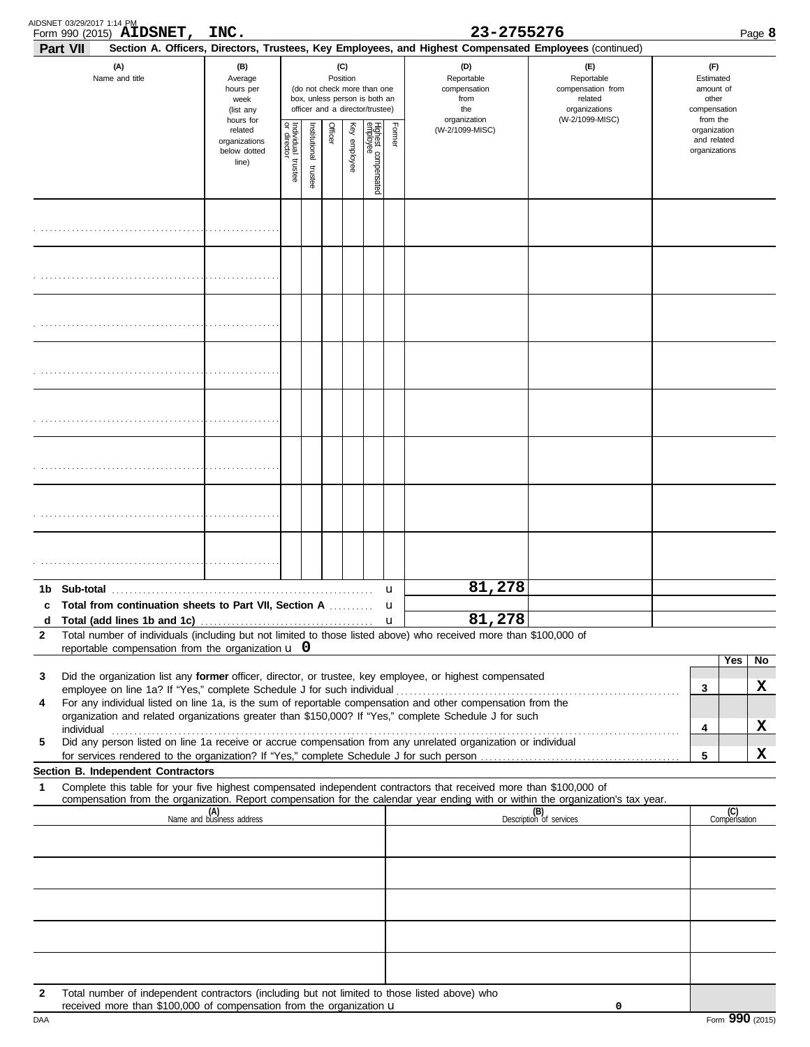Form 990 (2015) **AIDSNET, INC.** **23-2755276** Page **8**

**Part VII** **Section A. Officers, Directors, Trustees, Key Employees, and Highest Compensated Employees** (continued)

| (A) Name and title | (B) Average hours per week (list any hours for related organizations below dotted line) | (C) Position (do not check more than one box, unless person is both an officer and a director/trustee) | | | | | | (D) Reportable compensation from the organization (W-2/1099-MISC) | (E) Reportable compensation from related organizations (W-2/1099-MISC) | (F) Estimated amount of other compensation from the organization and related organizations |
|---|---|---|---|---|---|---|---|---|---|---|
| | | Individual trustee or director | Institutional trustee | Officer | Key employee | Highest compensated employee | Former | | | |
| | | | | | | | | | | |
| | | | | | | | | | | |
| | | | | | | | | | | |
| | | | | | | | | | | |
| | | | | | | | | | | |
| | | | | | | | | | | |
| | | | | | | | | | | |
| | | | | | | | | | | |
| **1b Sub-total** | | | | | | | | 81,278 | | |
| **c Total from continuation sheets to Part VII, Section A** | | | | | | | | | | |
| **d Total (add lines 1b and 1c)** | | | | | | | | 81,278 | | |

**2** Total number of individuals (including but not limited to those listed above) who received more than $100,000 of reportable compensation from the organization u **0**

| | | | Yes | No |
|---|---|---|---|---|
| **3** | Did the organization list any **former** officer, director, or trustee, key employee, or highest compensated employee on line 1a? If "Yes," complete Schedule J for such individual | **3** | | **X** |
| **4** | For any individual listed on line 1a, is the sum of reportable compensation and other compensation from the organization and related organizations greater than $150,000? If "Yes," complete Schedule J for such individual | **4** | | **X** |
| **5** | Did any person listed on line 1a receive or accrue compensation from any unrelated organization or individual for services rendered to the organization? If "Yes," complete Schedule J for such person | **5** | | **X** |

**Section B. Independent Contractors**

**1** Complete this table for your five highest compensated independent contractors that received more than $100,000 of compensation from the organization. Report compensation for the calendar year ending with or within the organization's tax year.

| (A) Name and business address | (B) Description of services | (C) Compensation |
|---|---|---|
| | | |
| | | |
| | | |
| | | |
| | | |

**2** Total number of independent contractors (including but not limited to those listed above) who received more than $100,000 of compensation from the organization u **0**

Form **990** (2015)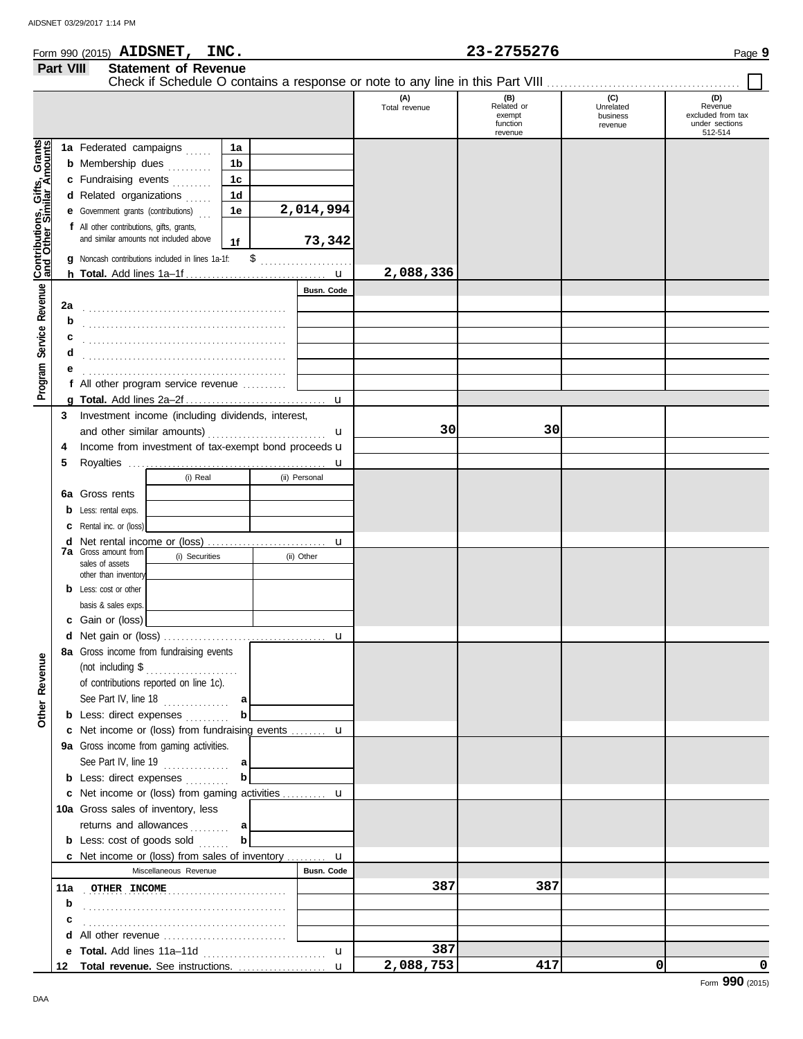Form 990 (2015) **AIDSNET, INC.** **23-2755276** Page **9**

## Part VIII Statement of Revenue

Check if Schedule O contains a response or note to any line in this Part VIII ☐

| | | | (A) Total revenue | (B) Related or exempt function revenue | (C) Unrelated business revenue | (D) Revenue excluded from tax under sections 512-514 |
|---|---|---|---|---|---|---|
| **Contributions, Gifts, Grants and Other Similar Amounts** | **1a** Federated campaigns | 1a | | | | |
| | **b** Membership dues | 1b | | | | |
| | **c** Fundraising events | 1c | | | | |
| | **d** Related organizations | 1d | | | | |
| | **e** Government grants (contributions) | 1e 2,014,994 | | | | |
| | **f** All other contributions, gifts, grants, and similar amounts not included above | 1f 73,342 | | | | |
| | **g** Noncash contributions included in lines 1a-1f: $ | | | | | |
| | **h Total.** Add lines 1a–1f | | 2,088,336 | | | |
| **Program Service Revenue** | | Busn. Code | | | | |
| | **2a** | | | | | |
| | **b** | | | | | |
| | **c** | | | | | |
| | **d** | | | | | |
| | **e** | | | | | |
| | **f** All other program service revenue | | | | | |
| | **g Total.** Add lines 2a–2f | | | | | |
| | **3** Investment income (including dividends, interest, and other similar amounts) | | 30 | 30 | | |
| | **4** Income from investment of tax-exempt bond proceeds | | | | | |
| | **5** Royalties | | | | | |
| | | (i) Real / (ii) Personal | | | | |
| | **6a** Gross rents | | | | | |
| | **b** Less: rental exps. | | | | | |
| | **c** Rental inc. or (loss) | | | | | |
| | **d** Net rental income or (loss) | | | | | |
| | **7a** Gross amount from sales of assets other than inventory | (i) Securities / (ii) Other | | | | |
| | **b** Less: cost or other basis & sales exps. | | | | | |
| | **c** Gain or (loss) | | | | | |
| | **d** Net gain or (loss) | | | | | |
| **Other Revenue** | **8a** Gross income from fundraising events (not including $ of contributions reported on line 1c). See Part IV, line 18 | a | | | | |
| | **b** Less: direct expenses | b | | | | |
| | **c** Net income or (loss) from fundraising events | | | | | |
| | **9a** Gross income from gaming activities. See Part IV, line 19 | a | | | | |
| | **b** Less: direct expenses | b | | | | |
| | **c** Net income or (loss) from gaming activities | | | | | |
| | **10a** Gross sales of inventory, less returns and allowances | a | | | | |
| | **b** Less: cost of goods sold | b | | | | |
| | **c** Net income or (loss) from sales of inventory | | | | | |
| | Miscellaneous Revenue | Busn. Code | | | | |
| | **11a** OTHER INCOME | | 387 | 387 | | |
| | **b** | | | | | |
| | **c** | | | | | |
| | **d** All other revenue | | | | | |
| | **e Total.** Add lines 11a–11d | | 387 | | | |
| | **12 Total revenue.** See instructions. | | 2,088,753 | 417 | 0 | 0 |

Form **990** (2015)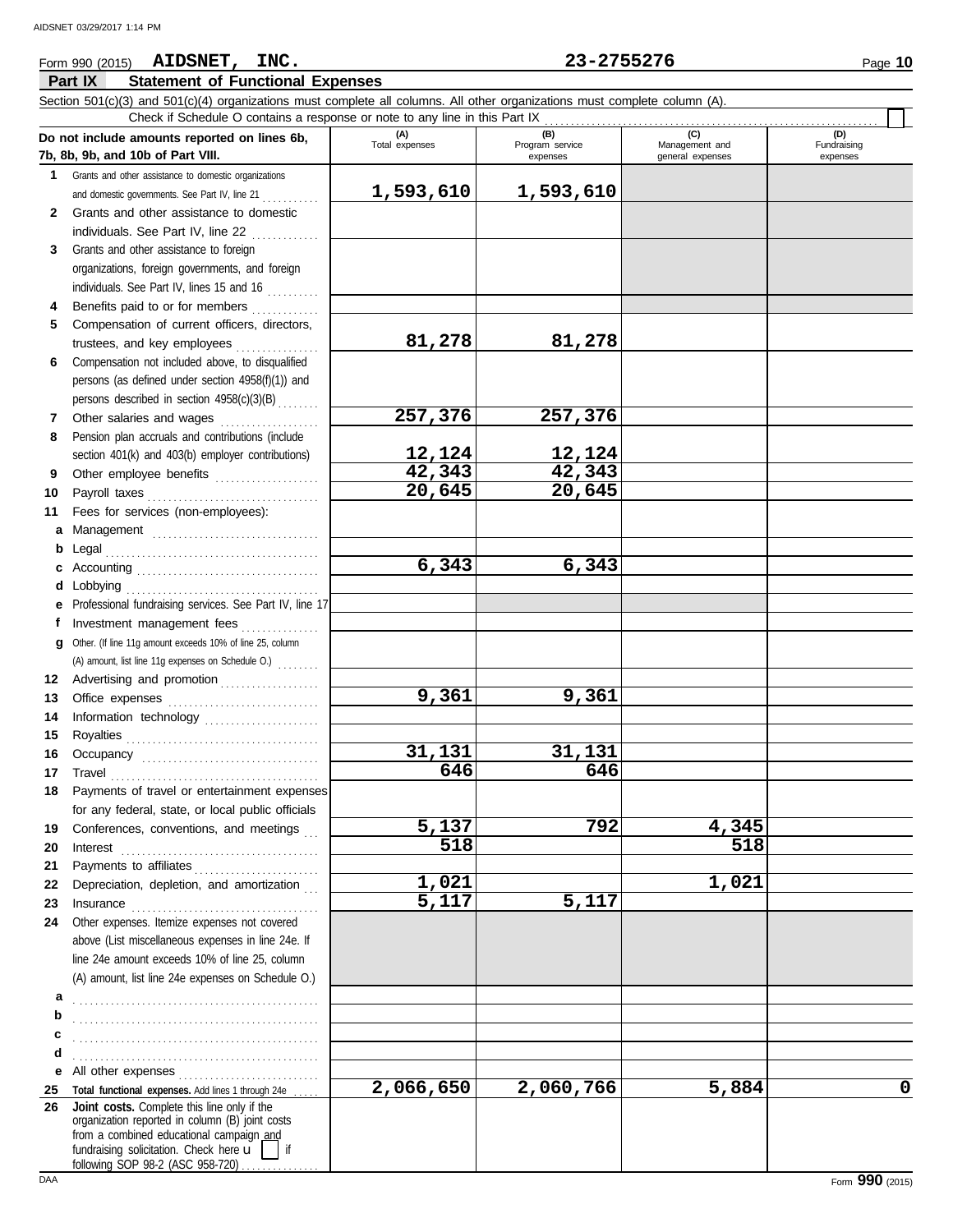Form 990 (2015) **AIDSNET, INC.** **23-2755276** Page **10**

## Part IX Statement of Functional Expenses

Section 501(c)(3) and 501(c)(4) organizations must complete all columns. All other organizations must complete column (A).

Check if Schedule O contains a response or note to any line in this Part IX ☐

| Do not include amounts reported on lines 6b, 7b, 8b, 9b, and 10b of Part VIII. | (A) Total expenses | (B) Program service expenses | (C) Management and general expenses | (D) Fundraising expenses |
|---|---|---|---|---|
| 1 Grants and other assistance to domestic organizations and domestic governments. See Part IV, line 21 | 1,593,610 | 1,593,610 | | |
| 2 Grants and other assistance to domestic individuals. See Part IV, line 22 | | | | |
| 3 Grants and other assistance to foreign organizations, foreign governments, and foreign individuals. See Part IV, lines 15 and 16 | | | | |
| 4 Benefits paid to or for members | | | | |
| 5 Compensation of current officers, directors, trustees, and key employees | 81,278 | 81,278 | | |
| 6 Compensation not included above, to disqualified persons (as defined under section 4958(f)(1)) and persons described in section 4958(c)(3)(B) | | | | |
| 7 Other salaries and wages | 257,376 | 257,376 | | |
| 8 Pension plan accruals and contributions (include section 401(k) and 403(b) employer contributions) | 12,124 | 12,124 | | |
| 9 Other employee benefits | 42,343 | 42,343 | | |
| 10 Payroll taxes | 20,645 | 20,645 | | |
| 11 Fees for services (non-employees): | | | | |
| a Management | | | | |
| b Legal | | | | |
| c Accounting | 6,343 | 6,343 | | |
| d Lobbying | | | | |
| e Professional fundraising services. See Part IV, line 17 | | | | |
| f Investment management fees | | | | |
| g Other. (If line 11g amount exceeds 10% of line 25, column (A) amount, list line 11g expenses on Schedule O.) | | | | |
| 12 Advertising and promotion | | | | |
| 13 Office expenses | 9,361 | 9,361 | | |
| 14 Information technology | | | | |
| 15 Royalties | | | | |
| 16 Occupancy | 31,131 | 31,131 | | |
| 17 Travel | 646 | 646 | | |
| 18 Payments of travel or entertainment expenses for any federal, state, or local public officials | | | | |
| 19 Conferences, conventions, and meetings | 5,137 | 792 | 4,345 | |
| 20 Interest | 518 | | 518 | |
| 21 Payments to affiliates | | | | |
| 22 Depreciation, depletion, and amortization | 1,021 | | 1,021 | |
| 23 Insurance | 5,117 | 5,117 | | |
| 24 Other expenses. Itemize expenses not covered above (List miscellaneous expenses in line 24e. If line 24e amount exceeds 10% of line 25, column (A) amount, list line 24e expenses on Schedule O.) | | | | |
| a | | | | |
| b | | | | |
| c | | | | |
| d | | | | |
| e All other expenses | | | | |
| 25 **Total functional expenses.** Add lines 1 through 24e | 2,066,650 | 2,060,766 | 5,884 | 0 |
| 26 **Joint costs.** Complete this line only if the organization reported in column (B) joint costs from a combined educational campaign and fundraising solicitation. Check here ☐ if following SOP 98-2 (ASC 958-720) | | | | |

Form **990** (2015)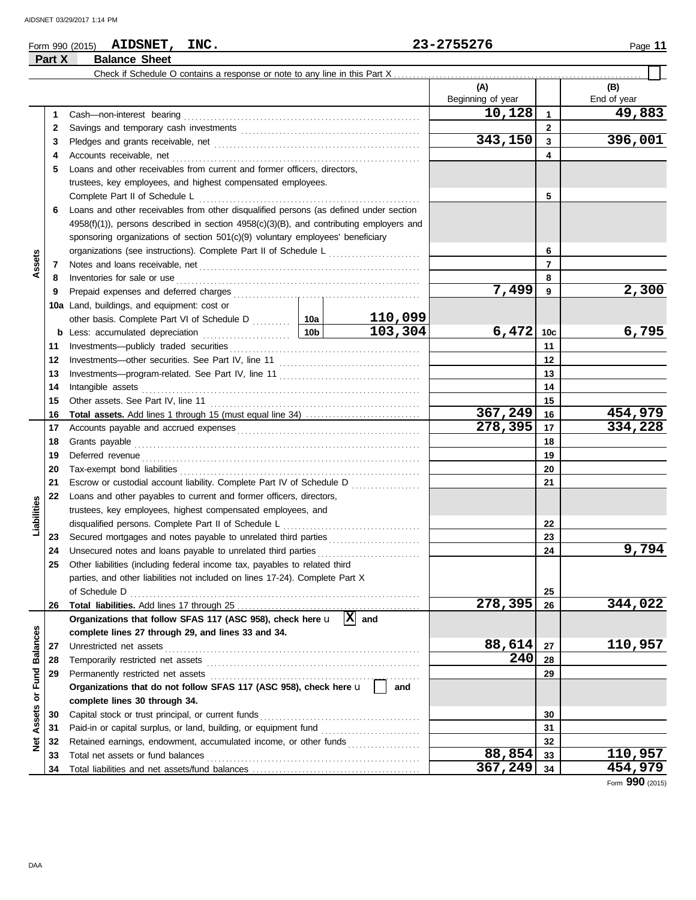Form 990 (2015) **AIDSNET, INC.** **23-2755276** Page **11**

## Part X Balance Sheet

Check if Schedule O contains a response or note to any line in this Part X ☐

| | | | | (A) Beginning of year | | (B) End of year |
|---|---|---|---|---|---|---|
| **Assets** | 1 | Cash—non-interest bearing | | 10,128 | 1 | 49,883 |
| | 2 | Savings and temporary cash investments | | | 2 | |
| | 3 | Pledges and grants receivable, net | | 343,150 | 3 | 396,001 |
| | 4 | Accounts receivable, net | | | 4 | |
| | 5 | Loans and other receivables from current and former officers, directors, trustees, key employees, and highest compensated employees. Complete Part II of Schedule L | | | 5 | |
| | 6 | Loans and other receivables from other disqualified persons (as defined under section 4958(f)(1)), persons described in section 4958(c)(3)(B), and contributing employers and sponsoring organizations of section 501(c)(9) voluntary employees' beneficiary organizations (see instructions). Complete Part II of Schedule L | | | 6 | |
| | 7 | Notes and loans receivable, net | | | 7 | |
| | 8 | Inventories for sale or use | | | 8 | |
| | 9 | Prepaid expenses and deferred charges | | 7,499 | 9 | 2,300 |
| | 10a | Land, buildings, and equipment: cost or other basis. Complete Part VI of Schedule D | 10a 110,099 | | | |
| | b | Less: accumulated depreciation | 10b 103,304 | 6,472 | 10c | 6,795 |
| | 11 | Investments—publicly traded securities | | | 11 | |
| | 12 | Investments—other securities. See Part IV, line 11 | | | 12 | |
| | 13 | Investments—program-related. See Part IV, line 11 | | | 13 | |
| | 14 | Intangible assets | | | 14 | |
| | 15 | Other assets. See Part IV, line 11 | | | 15 | |
| | 16 | **Total assets.** Add lines 1 through 15 (must equal line 34) | | 367,249 | 16 | 454,979 |
| **Liabilities** | 17 | Accounts payable and accrued expenses | | 278,395 | 17 | 334,228 |
| | 18 | Grants payable | | | 18 | |
| | 19 | Deferred revenue | | | 19 | |
| | 20 | Tax-exempt bond liabilities | | | 20 | |
| | 21 | Escrow or custodial account liability. Complete Part IV of Schedule D | | | 21 | |
| | 22 | Loans and other payables to current and former officers, directors, trustees, key employees, highest compensated employees, and disqualified persons. Complete Part II of Schedule L | | | 22 | |
| | 23 | Secured mortgages and notes payable to unrelated third parties | | | 23 | |
| | 24 | Unsecured notes and loans payable to unrelated third parties | | | 24 | 9,794 |
| | 25 | Other liabilities (including federal income tax, payables to related third parties, and other liabilities not included on lines 17-24). Complete Part X of Schedule D | | | 25 | |
| | 26 | **Total liabilities.** Add lines 17 through 25 | | 278,395 | 26 | 344,022 |
| **Net Assets or Fund Balances** | | **Organizations that follow SFAS 117 (ASC 958), check here** [X] **and complete lines 27 through 29, and lines 33 and 34.** | | | | |
| | 27 | Unrestricted net assets | | 88,614 | 27 | 110,957 |
| | 28 | Temporarily restricted net assets | | 240 | 28 | |
| | 29 | Permanently restricted net assets | | | 29 | |
| | | **Organizations that do not follow SFAS 117 (ASC 958), check here** [ ] **and complete lines 30 through 34.** | | | | |
| | 30 | Capital stock or trust principal, or current funds | | | 30 | |
| | 31 | Paid-in or capital surplus, or land, building, or equipment fund | | | 31 | |
| | 32 | Retained earnings, endowment, accumulated income, or other funds | | | 32 | |
| | 33 | Total net assets or fund balances | | 88,854 | 33 | 110,957 |
| | 34 | Total liabilities and net assets/fund balances | | 367,249 | 34 | 454,979 |

Form **990** (2015)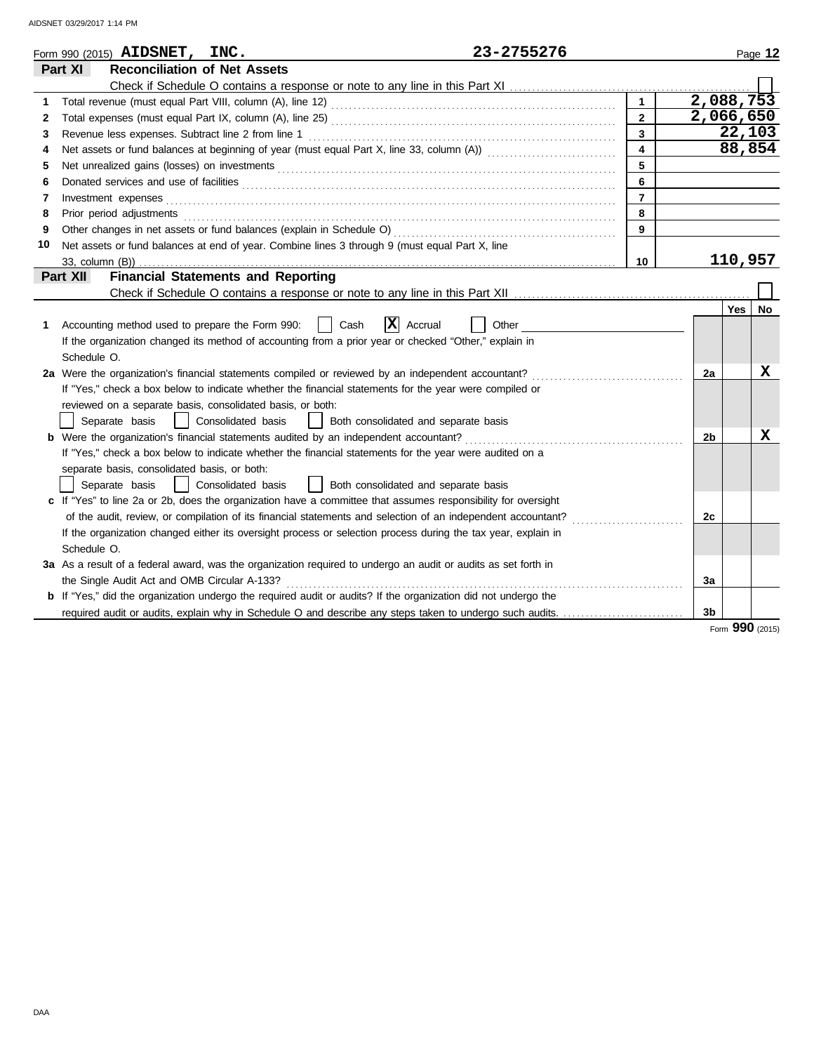Form 990 (2015) **AIDSNET, INC.** 23-2755276

## Part XI Reconciliation of Net Assets

Check if Schedule O contains a response or note to any line in this Part XI ☐

| | | | |
|---|---|---|---|
| 1 | Total revenue (must equal Part VIII, column (A), line 12) | 1 | 2,088,753 |
| 2 | Total expenses (must equal Part IX, column (A), line 25) | 2 | 2,066,650 |
| 3 | Revenue less expenses. Subtract line 2 from line 1 | 3 | 22,103 |
| 4 | Net assets or fund balances at beginning of year (must equal Part X, line 33, column (A)) | 4 | 88,854 |
| 5 | Net unrealized gains (losses) on investments | 5 | |
| 6 | Donated services and use of facilities | 6 | |
| 7 | Investment expenses | 7 | |
| 8 | Prior period adjustments | 8 | |
| 9 | Other changes in net assets or fund balances (explain in Schedule O) | 9 | |
| 10 | Net assets or fund balances at end of year. Combine lines 3 through 9 (must equal Part X, line 33, column (B)) | 10 | 110,957 |

## Part XII Financial Statements and Reporting

Check if Schedule O contains a response or note to any line in this Part XII ☐

| | | | Yes | No |
|---|---|---|---|---|
| 1 | Accounting method used to prepare the Form 990: ☐ Cash ☒ Accrual ☐ Other<br>If the organization changed its method of accounting from a prior year or checked "Other," explain in Schedule O. | | | |
| 2a | Were the organization's financial statements compiled or reviewed by an independent accountant? | 2a | | X |
| | If "Yes," check a box below to indicate whether the financial statements for the year were compiled or reviewed on a separate basis, consolidated basis, or both:<br>☐ Separate basis ☐ Consolidated basis ☐ Both consolidated and separate basis | | | |
| b | Were the organization's financial statements audited by an independent accountant? | 2b | | X |
| | If "Yes," check a box below to indicate whether the financial statements for the year were audited on a separate basis, consolidated basis, or both:<br>☐ Separate basis ☐ Consolidated basis ☐ Both consolidated and separate basis | | | |
| c | If "Yes" to line 2a or 2b, does the organization have a committee that assumes responsibility for oversight of the audit, review, or compilation of its financial statements and selection of an independent accountant? | 2c | | |
| | If the organization changed either its oversight process or selection process during the tax year, explain in Schedule O. | | | |
| 3a | As a result of a federal award, was the organization required to undergo an audit or audits as set forth in the Single Audit Act and OMB Circular A-133? | 3a | | |
| b | If "Yes," did the organization undergo the required audit or audits? If the organization did not undergo the required audit or audits, explain why in Schedule O and describe any steps taken to undergo such audits. | 3b | | |

Form **990** (2015)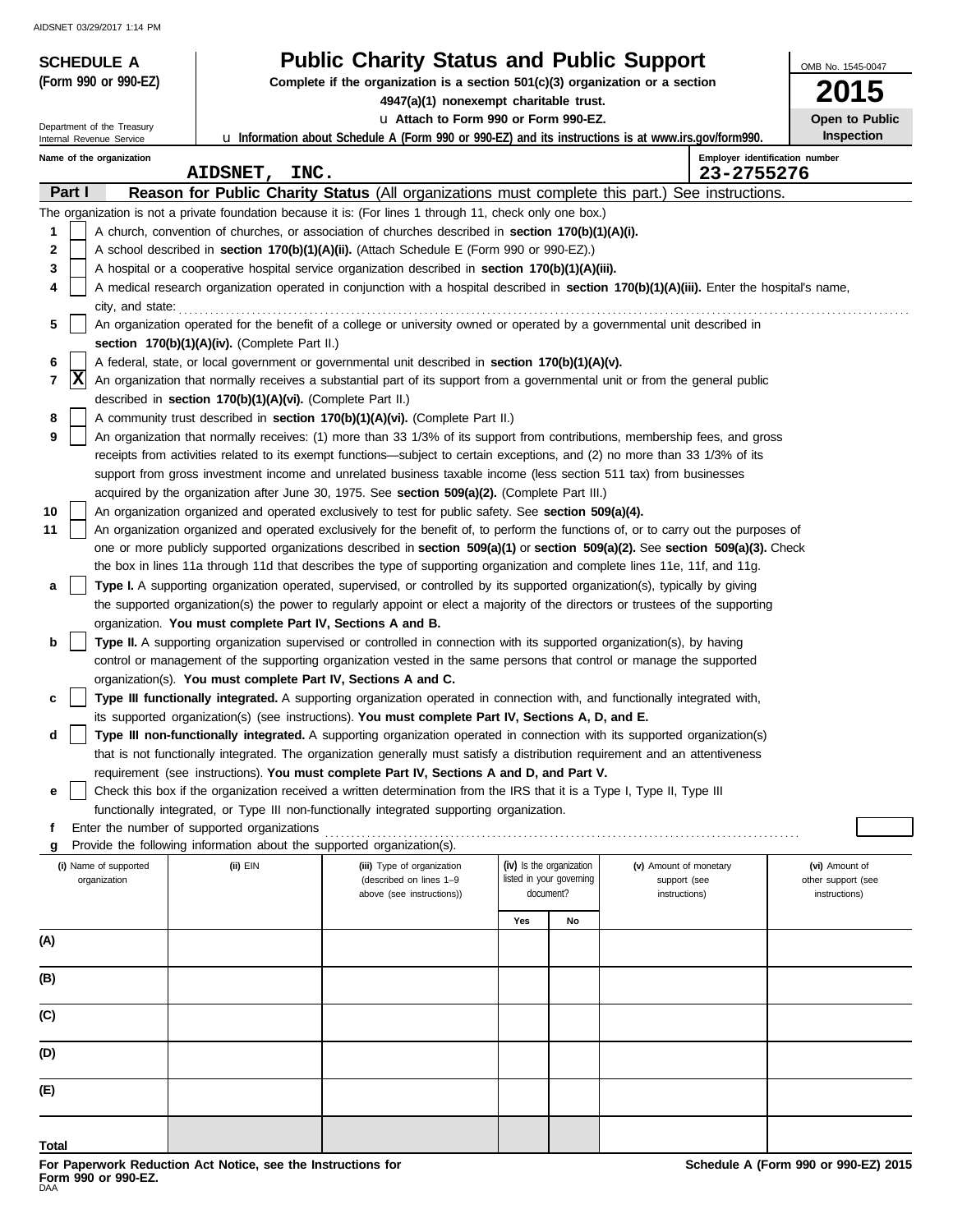AIDSNET 03/29/2017 1:14 PM

**SCHEDULE A (Form 990 or 990-EZ)**

Department of the Treasury
Internal Revenue Service

# Public Charity Status and Public Support

**Complete if the organization is a section 501(c)(3) organization or a section 4947(a)(1) nonexempt charitable trust.**

u **Attach to Form 990 or Form 990-EZ.**

u **Information about Schedule A (Form 990 or 990-EZ) and its instructions is at www.irs.gov/form990.**

OMB No. 1545-0047

**2015**

**Open to Public Inspection**

Name of the organization: **AIDSNET, INC.**

Employer identification number: **23-2755276**

## Part I Reason for Public Charity Status (All organizations must complete this part.) See instructions.

The organization is not a private foundation because it is: (For lines 1 through 11, check only one box.)

1 [ ] A church, convention of churches, or association of churches described in **section 170(b)(1)(A)(i).**

2 [ ] A school described in **section 170(b)(1)(A)(ii).** (Attach Schedule E (Form 990 or 990-EZ).)

3 [ ] A hospital or a cooperative hospital service organization described in **section 170(b)(1)(A)(iii).**

4 [ ] A medical research organization operated in conjunction with a hospital described in **section 170(b)(1)(A)(iii).** Enter the hospital's name, city, and state:

5 [ ] An organization operated for the benefit of a college or university owned or operated by a governmental unit described in **section 170(b)(1)(A)(iv).** (Complete Part II.)

6 [ ] A federal, state, or local government or governmental unit described in **section 170(b)(1)(A)(v).**

7 [X] An organization that normally receives a substantial part of its support from a governmental unit or from the general public described in **section 170(b)(1)(A)(vi).** (Complete Part II.)

8 [ ] A community trust described in **section 170(b)(1)(A)(vi).** (Complete Part II.)

9 [ ] An organization that normally receives: (1) more than 33 1/3% of its support from contributions, membership fees, and gross receipts from activities related to its exempt functions—subject to certain exceptions, and (2) no more than 33 1/3% of its support from gross investment income and unrelated business taxable income (less section 511 tax) from businesses acquired by the organization after June 30, 1975. See **section 509(a)(2).** (Complete Part III.)

10 [ ] An organization organized and operated exclusively to test for public safety. See **section 509(a)(4).**

11 [ ] An organization organized and operated exclusively for the benefit of, to perform the functions of, or to carry out the purposes of one or more publicly supported organizations described in **section 509(a)(1)** or **section 509(a)(2).** See **section 509(a)(3).** Check the box in lines 11a through 11d that describes the type of supporting organization and complete lines 11e, 11f, and 11g.

a [ ] **Type I.** A supporting organization operated, supervised, or controlled by its supported organization(s), typically by giving the supported organization(s) the power to regularly appoint or elect a majority of the directors or trustees of the supporting organization. **You must complete Part IV, Sections A and B.**

b [ ] **Type II.** A supporting organization supervised or controlled in connection with its supported organization(s), by having control or management of the supporting organization vested in the same persons that control or manage the supported organization(s). **You must complete Part IV, Sections A and C.**

c [ ] **Type III functionally integrated.** A supporting organization operated in connection with, and functionally integrated with, its supported organization(s) (see instructions). **You must complete Part IV, Sections A, D, and E.**

d [ ] **Type III non-functionally integrated.** A supporting organization operated in connection with its supported organization(s) that is not functionally integrated. The organization generally must satisfy a distribution requirement and an attentiveness requirement (see instructions). **You must complete Part IV, Sections A and D, and Part V.**

e [ ] Check this box if the organization received a written determination from the IRS that it is a Type I, Type II, Type III functionally integrated, or Type III non-functionally integrated supporting organization.

f Enter the number of supported organizations

g Provide the following information about the supported organization(s).

| (i) Name of supported organization | (ii) EIN | (iii) Type of organization (described on lines 1–9 above (see instructions)) | (iv) Is the organization listed in your governing document? | | (v) Amount of monetary support (see instructions) | (vi) Amount of other support (see instructions) |
|---|---|---|---|---|---|---|
| | | | Yes | No | | |
| (A) | | | | | | |
| (B) | | | | | | |
| (C) | | | | | | |
| (D) | | | | | | |
| (E) | | | | | | |
| Total | | | | | | |

**For Paperwork Reduction Act Notice, see the Instructions for Form 990 or 990-EZ.**

DAA

**Schedule A (Form 990 or 990-EZ) 2015**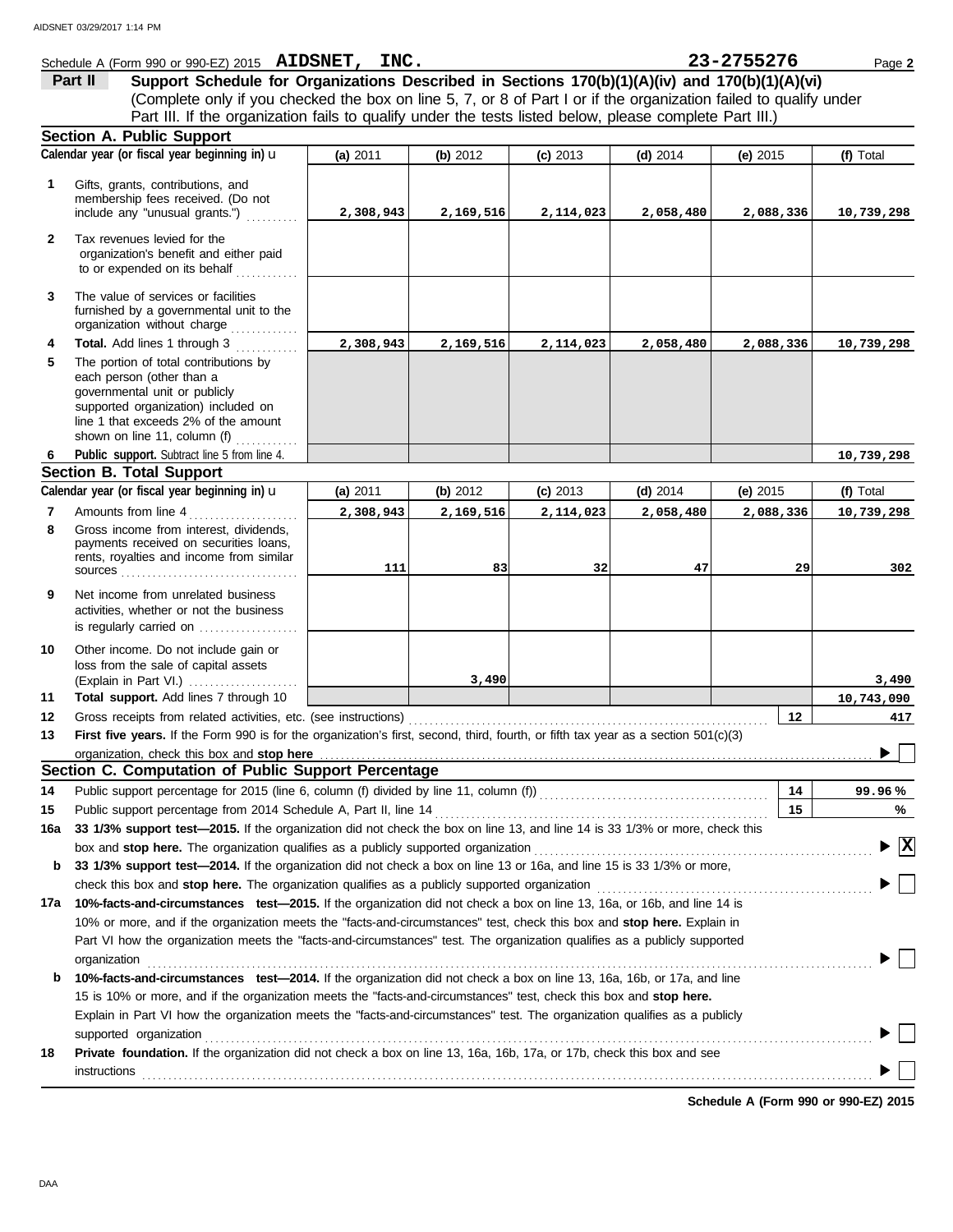Schedule A (Form 990 or 990-EZ) 2015 **AIDSNET, INC.** **23-2755276** Page **2**

## Part II Support Schedule for Organizations Described in Sections 170(b)(1)(A)(iv) and 170(b)(1)(A)(vi)

(Complete only if you checked the box on line 5, 7, or 8 of Part I or if the organization failed to qualify under Part III. If the organization fails to qualify under the tests listed below, please complete Part III.)

### Section A. Public Support

| Calendar year (or fiscal year beginning in) u | (a) 2011 | (b) 2012 | (c) 2013 | (d) 2014 | (e) 2015 | (f) Total |
|---|---|---|---|---|---|---|
| **1** Gifts, grants, contributions, and membership fees received. (Do not include any "unusual grants.") | 2,308,943 | 2,169,516 | 2,114,023 | 2,058,480 | 2,088,336 | 10,739,298 |
| **2** Tax revenues levied for the organization's benefit and either paid to or expended on its behalf | | | | | | |
| **3** The value of services or facilities furnished by a governmental unit to the organization without charge | | | | | | |
| **4** **Total.** Add lines 1 through 3 | 2,308,943 | 2,169,516 | 2,114,023 | 2,058,480 | 2,088,336 | 10,739,298 |
| **5** The portion of total contributions by each person (other than a governmental unit or publicly supported organization) included on line 1 that exceeds 2% of the amount shown on line 11, column (f) | | | | | | |
| **6** **Public support.** Subtract line 5 from line 4. | | | | | | 10,739,298 |

### Section B. Total Support

| Calendar year (or fiscal year beginning in) u | (a) 2011 | (b) 2012 | (c) 2013 | (d) 2014 | (e) 2015 | (f) Total |
|---|---|---|---|---|---|---|
| **7** Amounts from line 4 | 2,308,943 | 2,169,516 | 2,114,023 | 2,058,480 | 2,088,336 | 10,739,298 |
| **8** Gross income from interest, dividends, payments received on securities loans, rents, royalties and income from similar sources | 111 | 83 | 32 | 47 | 29 | 302 |
| **9** Net income from unrelated business activities, whether or not the business is regularly carried on | | | | | | |
| **10** Other income. Do not include gain or loss from the sale of capital assets (Explain in Part VI.) | | 3,490 | | | | 3,490 |
| **11** **Total support.** Add lines 7 through 10 | | | | | | 10,743,090 |

**12** Gross receipts from related activities, etc. (see instructions) ..... **12** 417

**13** **First five years.** If the Form 990 is for the organization's first, second, third, fourth, or fifth tax year as a section 501(c)(3) organization, check this box and **stop here** ..... ☐

### Section C. Computation of Public Support Percentage

**14** Public support percentage for 2015 (line 6, column (f) divided by line 11, column (f)) ..... **14** 99.96 %

**15** Public support percentage from 2014 Schedule A, Part II, line 14 ..... **15** %

**16a** **33 1/3% support test—2015.** If the organization did not check the box on line 13, and line 14 is 33 1/3% or more, check this box and **stop here.** The organization qualifies as a publicly supported organization ..... ☒

**b** **33 1/3% support test—2014.** If the organization did not check a box on line 13 or 16a, and line 15 is 33 1/3% or more, check this box and **stop here.** The organization qualifies as a publicly supported organization ..... ☐

**17a** **10%-facts-and-circumstances test—2015.** If the organization did not check a box on line 13, 16a, or 16b, and line 14 is 10% or more, and if the organization meets the "facts-and-circumstances" test, check this box and **stop here.** Explain in Part VI how the organization meets the "facts-and-circumstances" test. The organization qualifies as a publicly supported organization ..... ☐

**b** **10%-facts-and-circumstances test—2014.** If the organization did not check a box on line 13, 16a, 16b, or 17a, and line 15 is 10% or more, and if the organization meets the "facts-and-circumstances" test, check this box and **stop here.** Explain in Part VI how the organization meets the "facts-and-circumstances" test. The organization qualifies as a publicly supported organization ..... ☐

**18** **Private foundation.** If the organization did not check a box on line 13, 16a, 16b, 17a, or 17b, check this box and see instructions ..... ☐

**Schedule A (Form 990 or 990-EZ) 2015**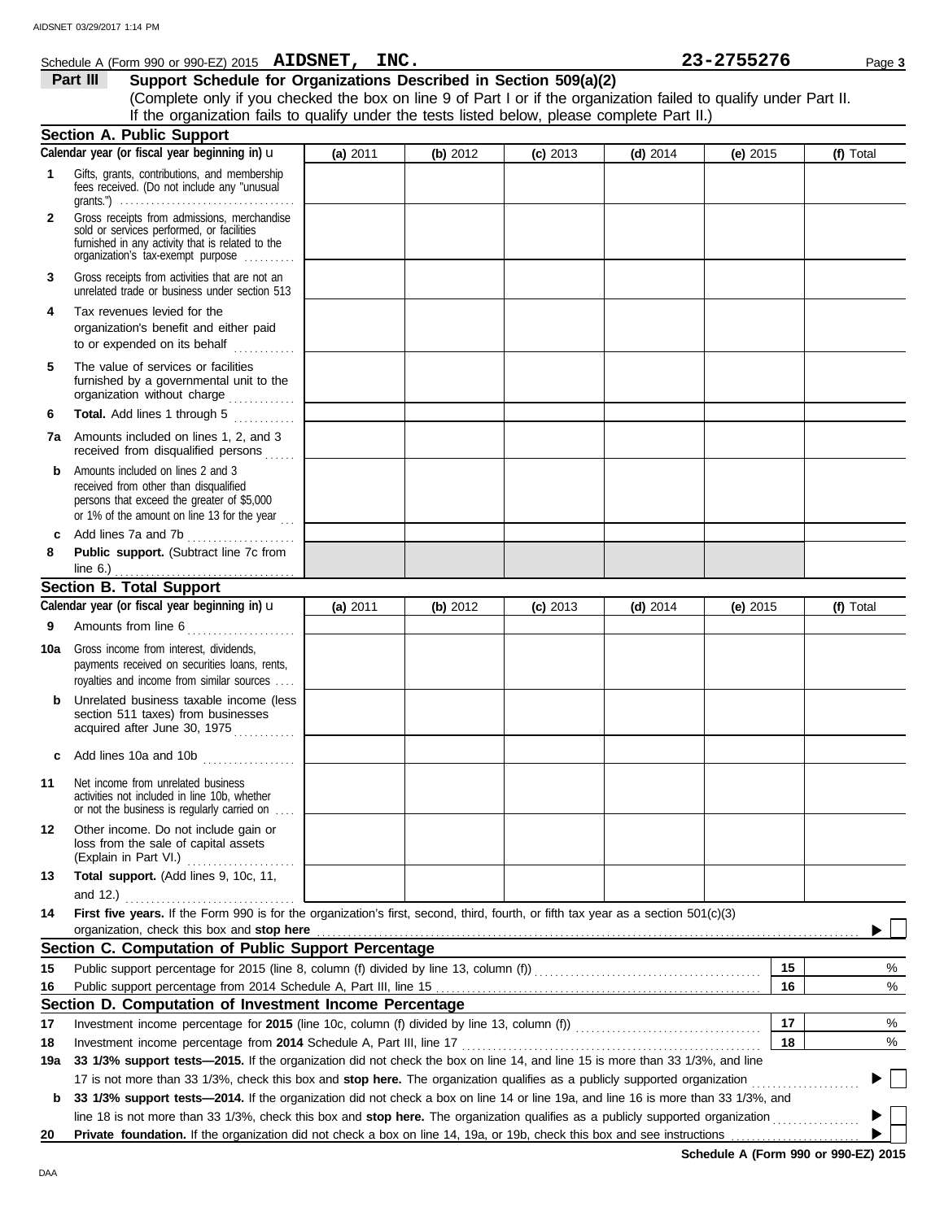Schedule A (Form 990 or 990-EZ) 2015 **AIDSNET, INC.** **23-2755276** Page **3**

## Part III Support Schedule for Organizations Described in Section 509(a)(2)

(Complete only if you checked the box on line 9 of Part I or if the organization failed to qualify under Part II. If the organization fails to qualify under the tests listed below, please complete Part II.)

### Section A. Public Support

| Calendar year (or fiscal year beginning in) u | (a) 2011 | (b) 2012 | (c) 2013 | (d) 2014 | (e) 2015 | (f) Total |
|---|---|---|---|---|---|---|
| **1** Gifts, grants, contributions, and membership fees received. (Do not include any "unusual grants.") | | | | | | |
| **2** Gross receipts from admissions, merchandise sold or services performed, or facilities furnished in any activity that is related to the organization's tax-exempt purpose | | | | | | |
| **3** Gross receipts from activities that are not an unrelated trade or business under section 513 | | | | | | |
| **4** Tax revenues levied for the organization's benefit and either paid to or expended on its behalf | | | | | | |
| **5** The value of services or facilities furnished by a governmental unit to the organization without charge | | | | | | |
| **6** **Total.** Add lines 1 through 5 | | | | | | |
| **7a** Amounts included on lines 1, 2, and 3 received from disqualified persons | | | | | | |
| **b** Amounts included on lines 2 and 3 received from other than disqualified persons that exceed the greater of $5,000 or 1% of the amount on line 13 for the year | | | | | | |
| **c** Add lines 7a and 7b | | | | | | |
| **8** **Public support.** (Subtract line 7c from line 6.) | | | | | | |

### Section B. Total Support

| Calendar year (or fiscal year beginning in) u | (a) 2011 | (b) 2012 | (c) 2013 | (d) 2014 | (e) 2015 | (f) Total |
|---|---|---|---|---|---|---|
| **9** Amounts from line 6 | | | | | | |
| **10a** Gross income from interest, dividends, payments received on securities loans, rents, royalties and income from similar sources | | | | | | |
| **b** Unrelated business taxable income (less section 511 taxes) from businesses acquired after June 30, 1975 | | | | | | |
| **c** Add lines 10a and 10b | | | | | | |
| **11** Net income from unrelated business activities not included in line 10b, whether or not the business is regularly carried on | | | | | | |
| **12** Other income. Do not include gain or loss from the sale of capital assets (Explain in Part VI.) | | | | | | |
| **13** **Total support.** (Add lines 9, 10c, 11, and 12.) | | | | | | |

**14** **First five years.** If the Form 990 is for the organization's first, second, third, fourth, or fifth tax year as a section 501(c)(3) organization, check this box and **stop here** ▶ ☐

### Section C. Computation of Public Support Percentage

| | | | |
|---|---|---|---|
| **15** | Public support percentage for 2015 (line 8, column (f) divided by line 13, column (f)) | 15 | % |
| **16** | Public support percentage from 2014 Schedule A, Part III, line 15 | 16 | % |

### Section D. Computation of Investment Income Percentage

| | | | |
|---|---|---|---|
| **17** | Investment income percentage for **2015** (line 10c, column (f) divided by line 13, column (f)) | 17 | % |
| **18** | Investment income percentage from **2014** Schedule A, Part III, line 17 | 18 | % |

**19a** **33 1/3% support tests—2015.** If the organization did not check the box on line 14, and line 15 is more than 33 1/3%, and line 17 is not more than 33 1/3%, check this box and **stop here.** The organization qualifies as a publicly supported organization ▶ ☐

**b** **33 1/3% support tests—2014.** If the organization did not check a box on line 14 or line 19a, and line 16 is more than 33 1/3%, and line 18 is not more than 33 1/3%, check this box and **stop here.** The organization qualifies as a publicly supported organization ▶ ☐

**20** **Private foundation.** If the organization did not check a box on line 14, 19a, or 19b, check this box and see instructions ▶ ☐

**Schedule A (Form 990 or 990-EZ) 2015**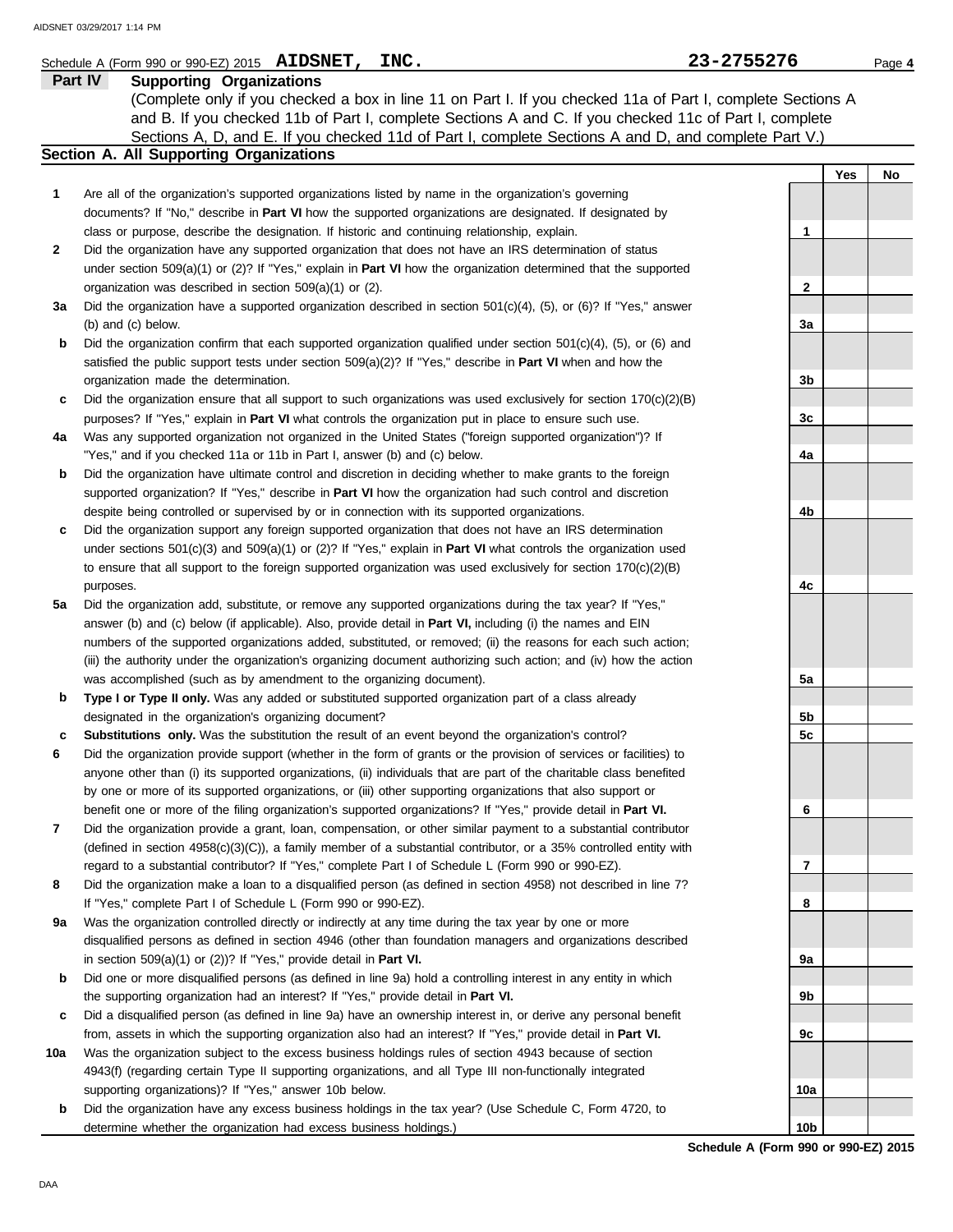Schedule A (Form 990 or 990-EZ) 2015 **AIDSNET, INC.** **23-2755276** Page **4**

## Part IV Supporting Organizations

(Complete only if you checked a box in line 11 on Part I. If you checked 11a of Part I, complete Sections A and B. If you checked 11b of Part I, complete Sections A and C. If you checked 11c of Part I, complete Sections A, D, and E. If you checked 11d of Part I, complete Sections A and D, and complete Part V.)

### Section A. All Supporting Organizations

| | | | Yes | No |
|---|---|---|---|---|
| **1** | Are all of the organization's supported organizations listed by name in the organization's governing documents? If "No," describe in **Part VI** how the supported organizations are designated. If designated by class or purpose, describe the designation. If historic and continuing relationship, explain. | 1 | | |
| **2** | Did the organization have any supported organization that does not have an IRS determination of status under section 509(a)(1) or (2)? If "Yes," explain in **Part VI** how the organization determined that the supported organization was described in section 509(a)(1) or (2). | 2 | | |
| **3a** | Did the organization have a supported organization described in section 501(c)(4), (5), or (6)? If "Yes," answer (b) and (c) below. | 3a | | |
| **b** | Did the organization confirm that each supported organization qualified under section 501(c)(4), (5), or (6) and satisfied the public support tests under section 509(a)(2)? If "Yes," describe in **Part VI** when and how the organization made the determination. | 3b | | |
| **c** | Did the organization ensure that all support to such organizations was used exclusively for section 170(c)(2)(B) purposes? If "Yes," explain in **Part VI** what controls the organization put in place to ensure such use. | 3c | | |
| **4a** | Was any supported organization not organized in the United States ("foreign supported organization")? If "Yes," and if you checked 11a or 11b in Part I, answer (b) and (c) below. | 4a | | |
| **b** | Did the organization have ultimate control and discretion in deciding whether to make grants to the foreign supported organization? If "Yes," describe in **Part VI** how the organization had such control and discretion despite being controlled or supervised by or in connection with its supported organizations. | 4b | | |
| **c** | Did the organization support any foreign supported organization that does not have an IRS determination under sections 501(c)(3) and 509(a)(1) or (2)? If "Yes," explain in **Part VI** what controls the organization used to ensure that all support to the foreign supported organization was used exclusively for section 170(c)(2)(B) purposes. | 4c | | |
| **5a** | Did the organization add, substitute, or remove any supported organizations during the tax year? If "Yes," answer (b) and (c) below (if applicable). Also, provide detail in **Part VI,** including (i) the names and EIN numbers of the supported organizations added, substituted, or removed; (ii) the reasons for each such action; (iii) the authority under the organization's organizing document authorizing such action; and (iv) how the action was accomplished (such as by amendment to the organizing document). | 5a | | |
| **b** | **Type I or Type II only.** Was any added or substituted supported organization part of a class already designated in the organization's organizing document? | 5b | | |
| **c** | **Substitutions only.** Was the substitution the result of an event beyond the organization's control? | 5c | | |
| **6** | Did the organization provide support (whether in the form of grants or the provision of services or facilities) to anyone other than (i) its supported organizations, (ii) individuals that are part of the charitable class benefited by one or more of its supported organizations, or (iii) other supporting organizations that also support or benefit one or more of the filing organization's supported organizations? If "Yes," provide detail in **Part VI.** | 6 | | |
| **7** | Did the organization provide a grant, loan, compensation, or other similar payment to a substantial contributor (defined in section 4958(c)(3)(C)), a family member of a substantial contributor, or a 35% controlled entity with regard to a substantial contributor? If "Yes," complete Part I of Schedule L (Form 990 or 990-EZ). | 7 | | |
| **8** | Did the organization make a loan to a disqualified person (as defined in section 4958) not described in line 7? If "Yes," complete Part I of Schedule L (Form 990 or 990-EZ). | 8 | | |
| **9a** | Was the organization controlled directly or indirectly at any time during the tax year by one or more disqualified persons as defined in section 4946 (other than foundation managers and organizations described in section 509(a)(1) or (2))? If "Yes," provide detail in **Part VI.** | 9a | | |
| **b** | Did one or more disqualified persons (as defined in line 9a) hold a controlling interest in any entity in which the supporting organization had an interest? If "Yes," provide detail in **Part VI.** | 9b | | |
| **c** | Did a disqualified person (as defined in line 9a) have an ownership interest in, or derive any personal benefit from, assets in which the supporting organization also had an interest? If "Yes," provide detail in **Part VI.** | 9c | | |
| **10a** | Was the organization subject to the excess business holdings rules of section 4943 because of section 4943(f) (regarding certain Type II supporting organizations, and all Type III non-functionally integrated supporting organizations)? If "Yes," answer 10b below. | 10a | | |
| **b** | Did the organization have any excess business holdings in the tax year? (Use Schedule C, Form 4720, to determine whether the organization had excess business holdings.) | 10b | | |

**Schedule A (Form 990 or 990-EZ) 2015**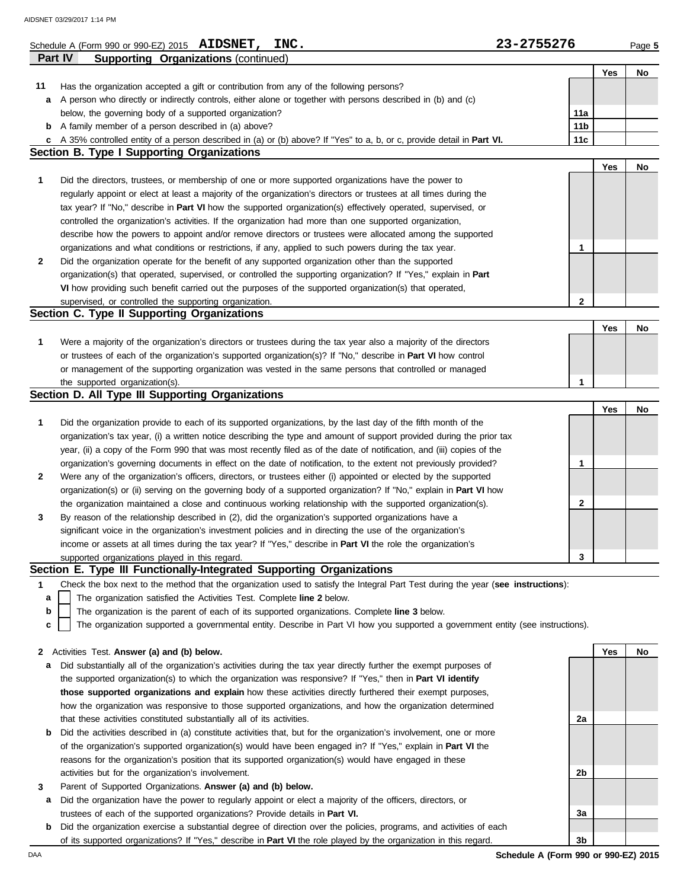Schedule A (Form 990 or 990-EZ) 2015 **AIDSNET, INC.** **23-2755276** Page **5**

## Part IV Supporting Organizations (continued)

| | | | Yes | No |
|---|---|---|---|---|
| **11** | Has the organization accepted a gift or contribution from any of the following persons? | | | |
| **a** | A person who directly or indirectly controls, either alone or together with persons described in (b) and (c) below, the governing body of a supported organization? | 11a | | |
| **b** | A family member of a person described in (a) above? | 11b | | |
| **c** | A 35% controlled entity of a person described in (a) or (b) above? If "Yes" to a, b, or c, provide detail in **Part VI.** | 11c | | |

### Section B. Type I Supporting Organizations

| | | | Yes | No |
|---|---|---|---|---|
| **1** | Did the directors, trustees, or membership of one or more supported organizations have the power to regularly appoint or elect at least a majority of the organization's directors or trustees at all times during the tax year? If "No," describe in **Part VI** how the supported organization(s) effectively operated, supervised, or controlled the organization's activities. If the organization had more than one supported organization, describe how the powers to appoint and/or remove directors or trustees were allocated among the supported organizations and what conditions or restrictions, if any, applied to such powers during the tax year. | 1 | | |
| **2** | Did the organization operate for the benefit of any supported organization other than the supported organization(s) that operated, supervised, or controlled the supporting organization? If "Yes," explain in **Part VI** how providing such benefit carried out the purposes of the supported organization(s) that operated, supervised, or controlled the supporting organization. | 2 | | |

### Section C. Type II Supporting Organizations

| | | | Yes | No |
|---|---|---|---|---|
| **1** | Were a majority of the organization's directors or trustees during the tax year also a majority of the directors or trustees of each of the organization's supported organization(s)? If "No," describe in **Part VI** how control or management of the supporting organization was vested in the same persons that controlled or managed the supported organization(s). | 1 | | |

### Section D. All Type III Supporting Organizations

| | | | Yes | No |
|---|---|---|---|---|
| **1** | Did the organization provide to each of its supported organizations, by the last day of the fifth month of the organization's tax year, (i) a written notice describing the type and amount of support provided during the prior tax year, (ii) a copy of the Form 990 that was most recently filed as of the date of notification, and (iii) copies of the organization's governing documents in effect on the date of notification, to the extent not previously provided? | 1 | | |
| **2** | Were any of the organization's officers, directors, or trustees either (i) appointed or elected by the supported organization(s) or (ii) serving on the governing body of a supported organization? If "No," explain in **Part VI** how the organization maintained a close and continuous working relationship with the supported organization(s). | 2 | | |
| **3** | By reason of the relationship described in (2), did the organization's supported organizations have a significant voice in the organization's investment policies and in directing the use of the organization's income or assets at all times during the tax year? If "Yes," describe in **Part VI** the role the organization's supported organizations played in this regard. | 3 | | |

### Section E. Type III Functionally-Integrated Supporting Organizations

**1** Check the box next to the method that the organization used to satisfy the Integral Part Test during the year (**see instructions**):

- **a** ☐ The organization satisfied the Activities Test. Complete **line 2** below.
- **b** ☐ The organization is the parent of each of its supported organizations. Complete **line 3** below.
- **c** ☐ The organization supported a governmental entity. Describe in Part VI how you supported a government entity (see instructions).

| | | | Yes | No |
|---|---|---|---|---|
| **2** | Activities Test. **Answer (a) and (b) below.** | | | |
| **a** | Did substantially all of the organization's activities during the tax year directly further the exempt purposes of the supported organization(s) to which the organization was responsive? If "Yes," then in **Part VI identify those supported organizations and explain** how these activities directly furthered their exempt purposes, how the organization was responsive to those supported organizations, and how the organization determined that these activities constituted substantially all of its activities. | 2a | | |
| **b** | Did the activities described in (a) constitute activities that, but for the organization's involvement, one or more of the organization's supported organization(s) would have been engaged in? If "Yes," explain in **Part VI** the reasons for the organization's position that its supported organization(s) would have engaged in these activities but for the organization's involvement. | 2b | | |
| **3** | Parent of Supported Organizations. **Answer (a) and (b) below.** | | | |
| **a** | Did the organization have the power to regularly appoint or elect a majority of the officers, directors, or trustees of each of the supported organizations? Provide details in **Part VI.** | 3a | | |
| **b** | Did the organization exercise a substantial degree of direction over the policies, programs, and activities of each of its supported organizations? If "Yes," describe in **Part VI** the role played by the organization in this regard. | 3b | | |

**Schedule A (Form 990 or 990-EZ) 2015**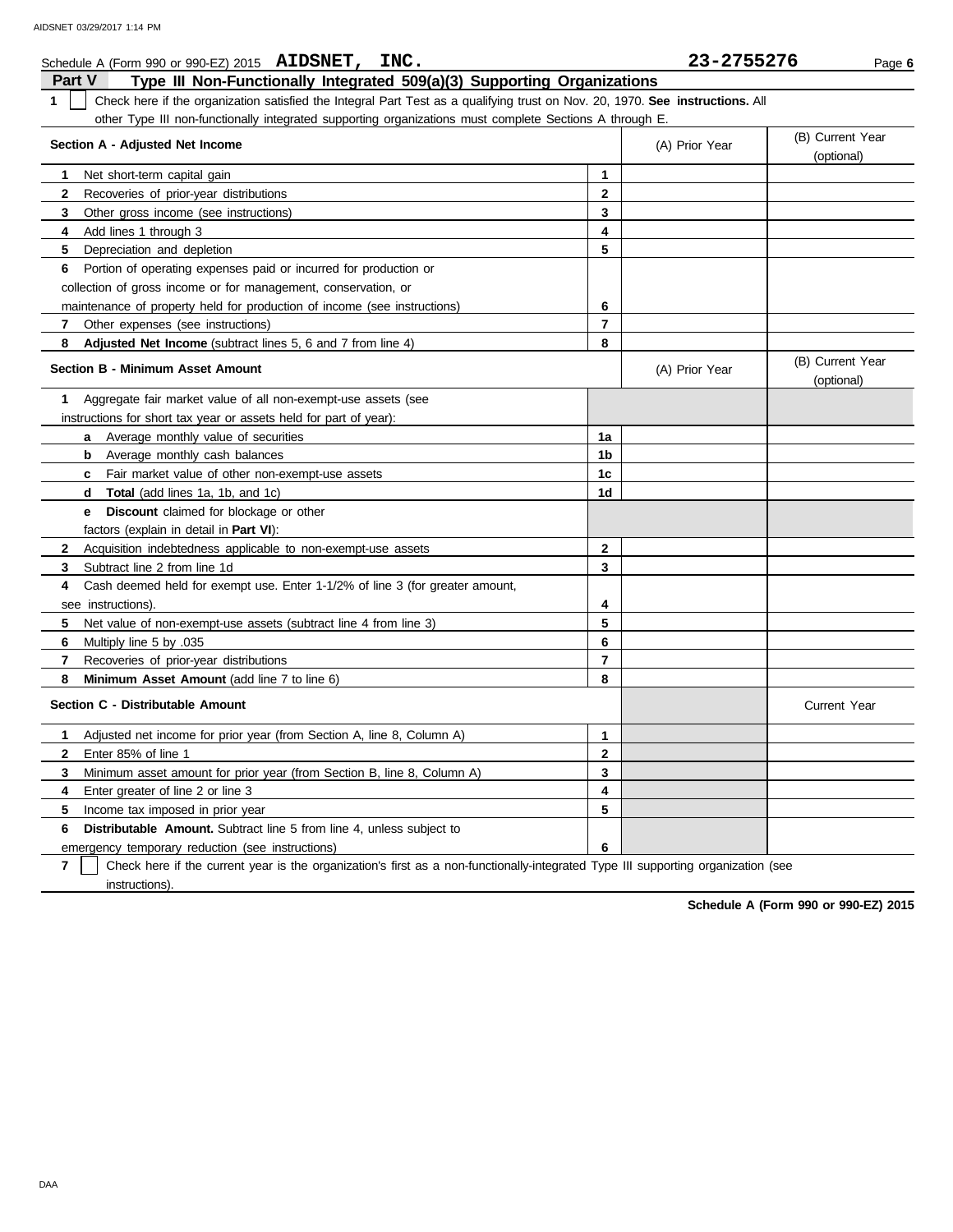Schedule A (Form 990 or 990-EZ) 2015 **AIDSNET, INC.** **23-2755276**

## Part V Type III Non-Functionally Integrated 509(a)(3) Supporting Organizations

**1** ☐ Check here if the organization satisfied the Integral Part Test as a qualifying trust on Nov. 20, 1970. **See instructions.** All other Type III non-functionally integrated supporting organizations must complete Sections A through E.

| **Section A - Adjusted Net Income** | | (A) Prior Year | (B) Current Year (optional) |
|---|---|---|---|
| **1** Net short-term capital gain | 1 | | |
| **2** Recoveries of prior-year distributions | 2 | | |
| **3** Other gross income (see instructions) | 3 | | |
| **4** Add lines 1 through 3 | 4 | | |
| **5** Depreciation and depletion | 5 | | |
| **6** Portion of operating expenses paid or incurred for production or collection of gross income or for management, conservation, or maintenance of property held for production of income (see instructions) | 6 | | |
| **7** Other expenses (see instructions) | 7 | | |
| **8** **Adjusted Net Income** (subtract lines 5, 6 and 7 from line 4) | 8 | | |

| **Section B - Minimum Asset Amount** | | (A) Prior Year | (B) Current Year (optional) |
|---|---|---|---|
| **1** Aggregate fair market value of all non-exempt-use assets (see instructions for short tax year or assets held for part of year): | | | |
| **a** Average monthly value of securities | 1a | | |
| **b** Average monthly cash balances | 1b | | |
| **c** Fair market value of other non-exempt-use assets | 1c | | |
| **d** **Total** (add lines 1a, 1b, and 1c) | 1d | | |
| **e** **Discount** claimed for blockage or other factors (explain in detail in **Part VI**): | | | |
| **2** Acquisition indebtedness applicable to non-exempt-use assets | 2 | | |
| **3** Subtract line 2 from line 1d | 3 | | |
| **4** Cash deemed held for exempt use. Enter 1-1/2% of line 3 (for greater amount, see instructions). | 4 | | |
| **5** Net value of non-exempt-use assets (subtract line 4 from line 3) | 5 | | |
| **6** Multiply line 5 by .035 | 6 | | |
| **7** Recoveries of prior-year distributions | 7 | | |
| **8** **Minimum Asset Amount** (add line 7 to line 6) | 8 | | |

| **Section C - Distributable Amount** | | | Current Year |
|---|---|---|---|
| **1** Adjusted net income for prior year (from Section A, line 8, Column A) | 1 | | |
| **2** Enter 85% of line 1 | 2 | | |
| **3** Minimum asset amount for prior year (from Section B, line 8, Column A) | 3 | | |
| **4** Enter greater of line 2 or line 3 | 4 | | |
| **5** Income tax imposed in prior year | 5 | | |
| **6** **Distributable Amount.** Subtract line 5 from line 4, unless subject to emergency temporary reduction (see instructions) | 6 | | |

**7** ☐ Check here if the current year is the organization's first as a non-functionally-integrated Type III supporting organization (see instructions).

**Schedule A (Form 990 or 990-EZ) 2015**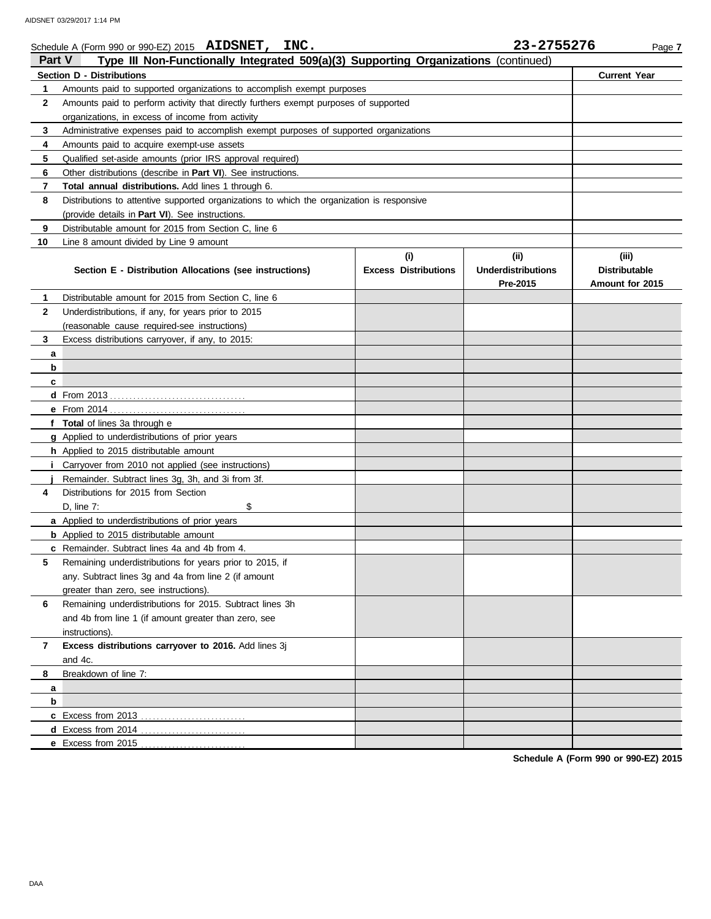Schedule A (Form 990 or 990-EZ) 2015 **AIDSNET, INC.** **23-2755276**

**Part V** **Type III Non-Functionally Integrated 509(a)(3) Supporting Organizations** (continued)

| **Section D - Distributions** | | **Current Year** |
|---|---|---|
| **1** | Amounts paid to supported organizations to accomplish exempt purposes | |
| **2** | Amounts paid to perform activity that directly furthers exempt purposes of supported organizations, in excess of income from activity | |
| **3** | Administrative expenses paid to accomplish exempt purposes of supported organizations | |
| **4** | Amounts paid to acquire exempt-use assets | |
| **5** | Qualified set-aside amounts (prior IRS approval required) | |
| **6** | Other distributions (describe in **Part VI**). See instructions. | |
| **7** | **Total annual distributions.** Add lines 1 through 6. | |
| **8** | Distributions to attentive supported organizations to which the organization is responsive (provide details in **Part VI**). See instructions. | |
| **9** | Distributable amount for 2015 from Section C, line 6 | |
| **10** | Line 8 amount divided by Line 9 amount | |

| | **Section E - Distribution Allocations (see instructions)** | **(i) Excess Distributions** | **(ii) Underdistributions Pre-2015** | **(iii) Distributable Amount for 2015** |
|---|---|---|---|---|
| **1** | Distributable amount for 2015 from Section C, line 6 | | | |
| **2** | Underdistributions, if any, for years prior to 2015 (reasonable cause required-see instructions) | | | |
| **3** | Excess distributions carryover, if any, to 2015: | | | |
| **a** | | | | |
| **b** | | | | |
| **c** | | | | |
| **d** | From 2013 | | | |
| **e** | From 2014 | | | |
| **f** | **Total** of lines 3a through e | | | |
| **g** | Applied to underdistributions of prior years | | | |
| **h** | Applied to 2015 distributable amount | | | |
| **i** | Carryover from 2010 not applied (see instructions) | | | |
| **j** | Remainder. Subtract lines 3g, 3h, and 3i from 3f. | | | |
| **4** | Distributions for 2015 from Section D, line 7: $ | | | |
| **a** | Applied to underdistributions of prior years | | | |
| **b** | Applied to 2015 distributable amount | | | |
| **c** | Remainder. Subtract lines 4a and 4b from 4. | | | |
| **5** | Remaining underdistributions for years prior to 2015, if any. Subtract lines 3g and 4a from line 2 (if amount greater than zero, see instructions). | | | |
| **6** | Remaining underdistributions for 2015. Subtract lines 3h and 4b from line 1 (if amount greater than zero, see instructions). | | | |
| **7** | **Excess distributions carryover to 2016.** Add lines 3j and 4c. | | | |
| **8** | Breakdown of line 7: | | | |
| **a** | | | | |
| **b** | | | | |
| **c** | Excess from 2013 | | | |
| **d** | Excess from 2014 | | | |
| **e** | Excess from 2015 | | | |

**Schedule A (Form 990 or 990-EZ) 2015**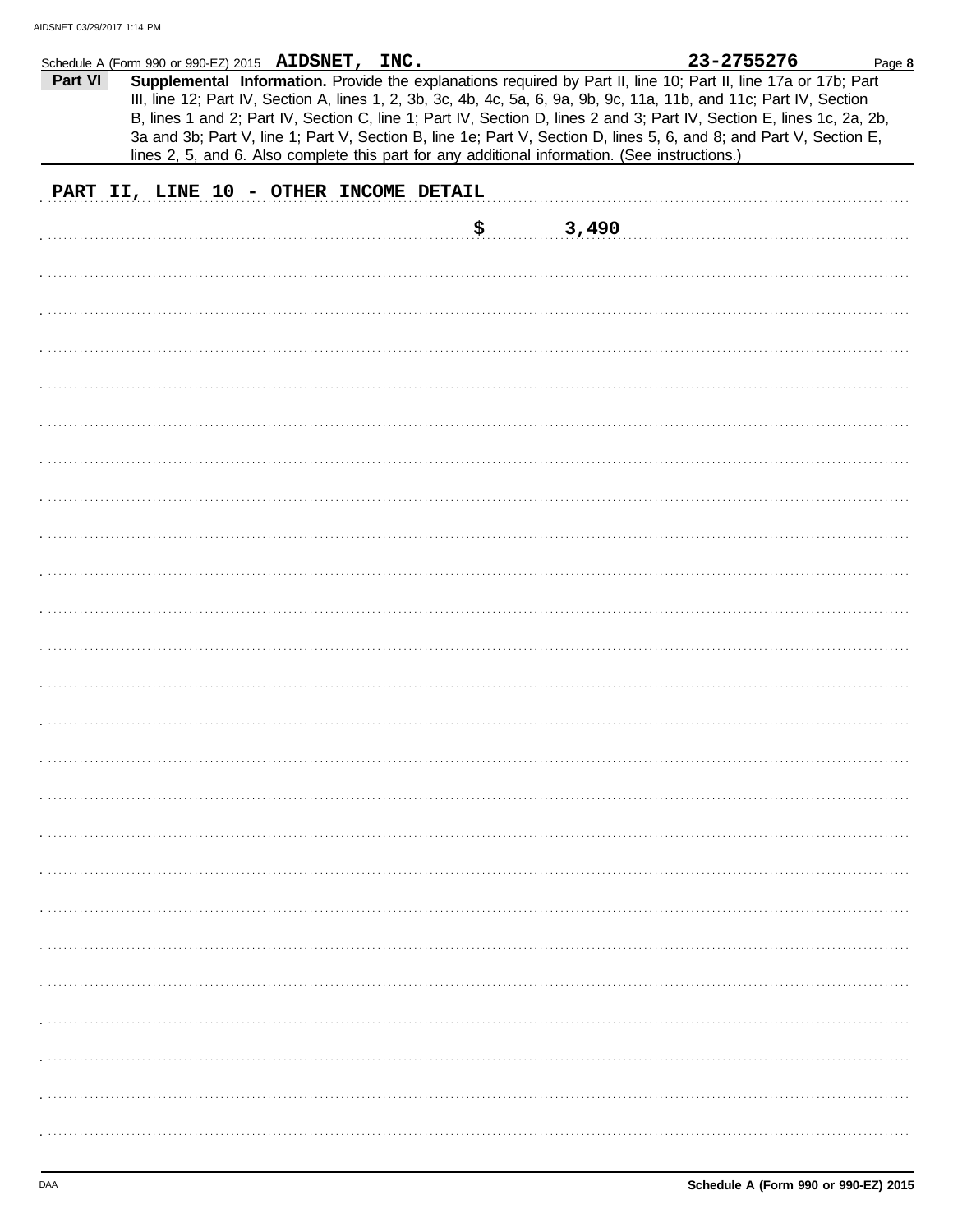Schedule A (Form 990 or 990-EZ) 2015 **AIDSNET, INC.** **23-2755276**

**Part VI** **Supplemental Information.** Provide the explanations required by Part II, line 10; Part II, line 17a or 17b; Part III, line 12; Part IV, Section A, lines 1, 2, 3b, 3c, 4b, 4c, 5a, 6, 9a, 9b, 9c, 11a, 11b, and 11c; Part IV, Section B, lines 1 and 2; Part IV, Section C, line 1; Part IV, Section D, lines 2 and 3; Part IV, Section E, lines 1c, 2a, 2b, 3a and 3b; Part V, line 1; Part V, Section B, line 1e; Part V, Section D, lines 5, 6, and 8; and Part V, Section E, lines 2, 5, and 6. Also complete this part for any additional information. (See instructions.)

PART II, LINE 10 - OTHER INCOME DETAIL

$ 3,490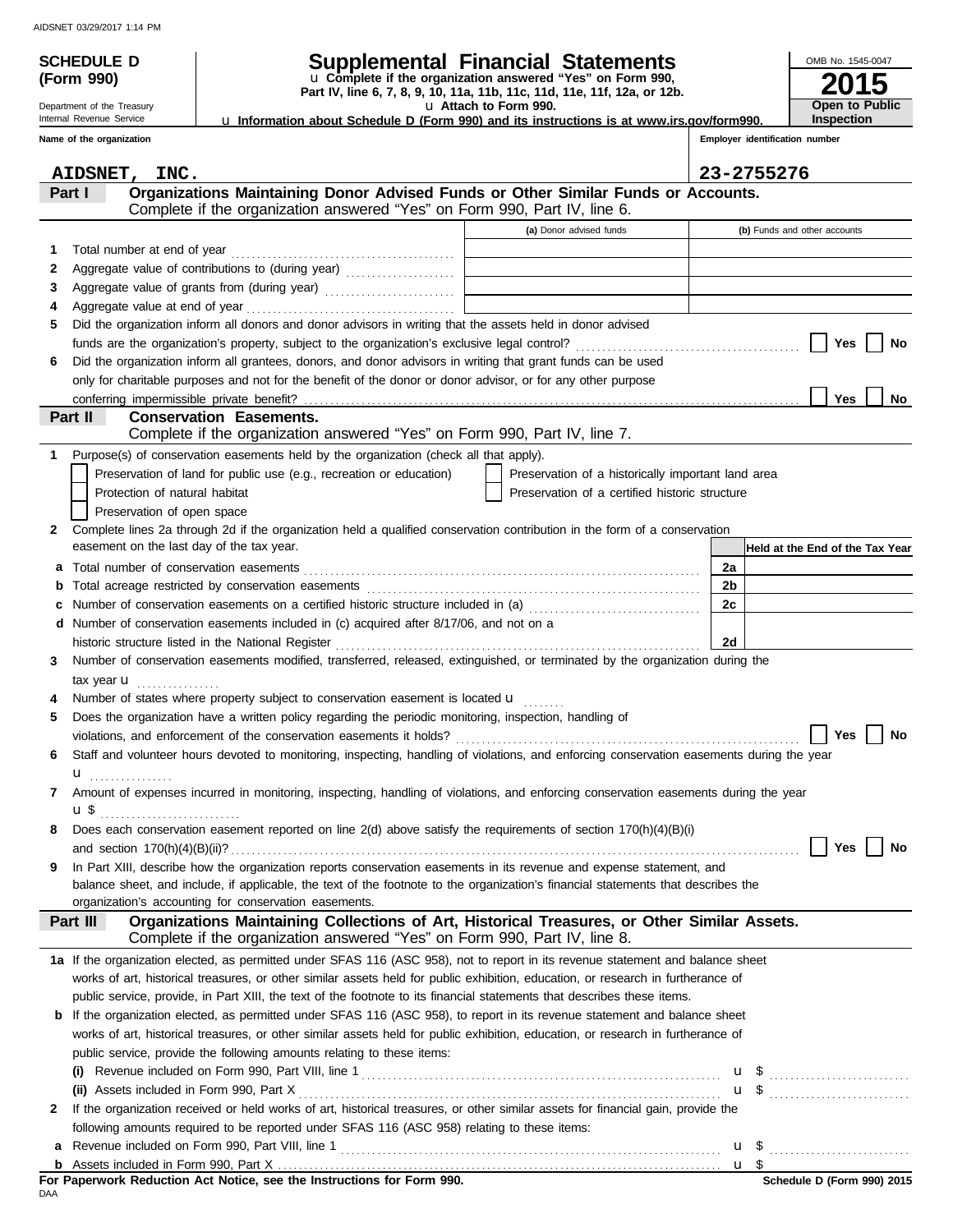AIDSNET 03/29/2017 1:14 PM

**SCHEDULE D (Form 990)**

Department of the Treasury
Internal Revenue Service

# Supplemental Financial Statements

u Complete if the organization answered "Yes" on Form 990, Part IV, line 6, 7, 8, 9, 10, 11a, 11b, 11c, 11d, 11e, 11f, 12a, or 12b.
u Attach to Form 990.
u Information about Schedule D (Form 990) and its instructions is at www.irs.gov/form990.

OMB No. 1545-0047
**2015**
**Open to Public Inspection**

Name of the organization: **AIDSNET, INC.**
Employer identification number: **23-2755276**

## Part I — Organizations Maintaining Donor Advised Funds or Other Similar Funds or Accounts.
Complete if the organization answered "Yes" on Form 990, Part IV, line 6.

| | | (a) Donor advised funds | (b) Funds and other accounts |
|---|---|---|---|
| 1 | Total number at end of year | | |
| 2 | Aggregate value of contributions to (during year) | | |
| 3 | Aggregate value of grants from (during year) | | |
| 4 | Aggregate value at end of year | | |

5 Did the organization inform all donors and donor advisors in writing that the assets held in donor advised funds are the organization's property, subject to the organization's exclusive legal control? ☐ Yes ☐ No

6 Did the organization inform all grantees, donors, and donor advisors in writing that grant funds can be used only for charitable purposes and not for the benefit of the donor or donor advisor, or for any other purpose conferring impermissible private benefit? ☐ Yes ☐ No

## Part II — Conservation Easements.
Complete if the organization answered "Yes" on Form 990, Part IV, line 7.

1 Purpose(s) of conservation easements held by the organization (check all that apply).

- ☐ Preservation of land for public use (e.g., recreation or education)
- ☐ Preservation of a historically important land area
- ☐ Protection of natural habitat
- ☐ Preservation of a certified historic structure
- ☐ Preservation of open space

2 Complete lines 2a through 2d if the organization held a qualified conservation contribution in the form of a conservation easement on the last day of the tax year.

| | | | Held at the End of the Tax Year |
|---|---|---|---|
| a | Total number of conservation easements | 2a | |
| b | Total acreage restricted by conservation easements | 2b | |
| c | Number of conservation easements on a certified historic structure included in (a) | 2c | |
| d | Number of conservation easements included in (c) acquired after 8/17/06, and not on a historic structure listed in the National Register | 2d | |

3 Number of conservation easements modified, transferred, released, extinguished, or terminated by the organization during the tax year u

4 Number of states where property subject to conservation easement is located u

5 Does the organization have a written policy regarding the periodic monitoring, inspection, handling of violations, and enforcement of the conservation easements it holds? ☐ Yes ☐ No

6 Staff and volunteer hours devoted to monitoring, inspecting, handling of violations, and enforcing conservation easements during the year u

7 Amount of expenses incurred in monitoring, inspecting, handling of violations, and enforcing conservation easements during the year u $

8 Does each conservation easement reported on line 2(d) above satisfy the requirements of section 170(h)(4)(B)(i) and section 170(h)(4)(B)(ii)? ☐ Yes ☐ No

9 In Part XIII, describe how the organization reports conservation easements in its revenue and expense statement, and balance sheet, and include, if applicable, the text of the footnote to the organization's financial statements that describes the organization's accounting for conservation easements.

## Part III — Organizations Maintaining Collections of Art, Historical Treasures, or Other Similar Assets.
Complete if the organization answered "Yes" on Form 990, Part IV, line 8.

1a If the organization elected, as permitted under SFAS 116 (ASC 958), not to report in its revenue statement and balance sheet works of art, historical treasures, or other similar assets held for public exhibition, education, or research in furtherance of public service, provide, in Part XIII, the text of the footnote to its financial statements that describes these items.

b If the organization elected, as permitted under SFAS 116 (ASC 958), to report in its revenue statement and balance sheet works of art, historical treasures, or other similar assets held for public exhibition, education, or research in furtherance of public service, provide the following amounts relating to these items:

(i) Revenue included on Form 990, Part VIII, line 1 u $

(ii) Assets included in Form 990, Part X u $

2 If the organization received or held works of art, historical treasures, or other similar assets for financial gain, provide the following amounts required to be reported under SFAS 116 (ASC 958) relating to these items:

a Revenue included on Form 990, Part VIII, line 1 u $

b Assets included in Form 990, Part X u $

**For Paperwork Reduction Act Notice, see the Instructions for Form 990.**

DAA

**Schedule D (Form 990) 2015**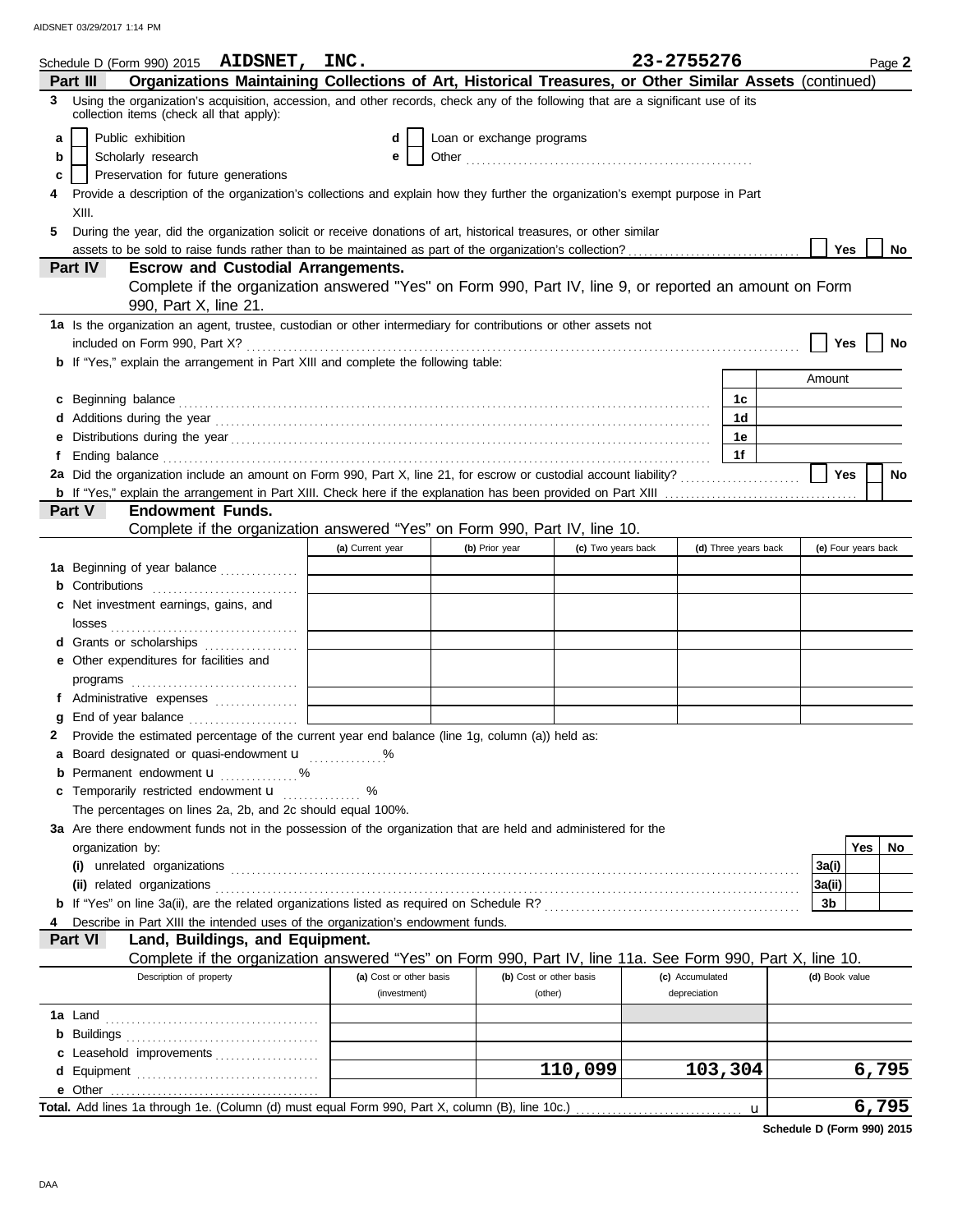Schedule D (Form 990) 2015 **AIDSNET, INC.** **23-2755276** Page **2**

**Part III** **Organizations Maintaining Collections of Art, Historical Treasures, or Other Similar Assets** (continued)

**3** Using the organization's acquisition, accession, and other records, check any of the following that are a significant use of its collection items (check all that apply):

- **a** ☐ Public exhibition
- **b** ☐ Scholarly research
- **c** ☐ Preservation for future generations
- **d** ☐ Loan or exchange programs
- **e** ☐ Other

**4** Provide a description of the organization's collections and explain how they further the organization's exempt purpose in Part XIII.

**5** During the year, did the organization solicit or receive donations of art, historical treasures, or other similar assets to be sold to raise funds rather than to be maintained as part of the organization's collection? ☐ **Yes** ☐ **No**

**Part IV** **Escrow and Custodial Arrangements.**
Complete if the organization answered "Yes" on Form 990, Part IV, line 9, or reported an amount on Form 990, Part X, line 21.

**1a** Is the organization an agent, trustee, custodian or other intermediary for contributions or other assets not included on Form 990, Part X? ☐ **Yes** ☐ **No**

**b** If "Yes," explain the arrangement in Part XIII and complete the following table:

| | | Amount |
|---|---|---|
| **c** Beginning balance | **1c** | |
| **d** Additions during the year | **1d** | |
| **e** Distributions during the year | **1e** | |
| **f** Ending balance | **1f** | |

**2a** Did the organization include an amount on Form 990, Part X, line 21, for escrow or custodial account liability? ☐ **Yes** ☐ **No**

**b** If "Yes," explain the arrangement in Part XIII. Check here if the explanation has been provided on Part XIII ☐

**Part V** **Endowment Funds.**
Complete if the organization answered "Yes" on Form 990, Part IV, line 10.

| | (a) Current year | (b) Prior year | (c) Two years back | (d) Three years back | (e) Four years back |
|---|---|---|---|---|---|
| **1a** Beginning of year balance | | | | | |
| **b** Contributions | | | | | |
| **c** Net investment earnings, gains, and losses | | | | | |
| **d** Grants or scholarships | | | | | |
| **e** Other expenditures for facilities and programs | | | | | |
| **f** Administrative expenses | | | | | |
| **g** End of year balance | | | | | |

**2** Provide the estimated percentage of the current year end balance (line 1g, column (a)) held as:

**a** Board designated or quasi-endowment u ............%

**b** Permanent endowment u ............%

**c** Temporarily restricted endowment u ............ %

The percentages on lines 2a, 2b, and 2c should equal 100%.

**3a** Are there endowment funds not in the possession of the organization that are held and administered for the organization by:

| | | Yes | No |
|---|---|---|---|
| **(i)** unrelated organizations | **3a(i)** | | |
| **(ii)** related organizations | **3a(ii)** | | |
| **b** If "Yes" on line 3a(ii), are the related organizations listed as required on Schedule R? | **3b** | | |

**4** Describe in Part XIII the intended uses of the organization's endowment funds.

**Part VI** **Land, Buildings, and Equipment.**
Complete if the organization answered "Yes" on Form 990, Part IV, line 11a. See Form 990, Part X, line 10.

| Description of property | (a) Cost or other basis (investment) | (b) Cost or other basis (other) | (c) Accumulated depreciation | (d) Book value |
|---|---|---|---|---|
| **1a** Land | | | | |
| **b** Buildings | | | | |
| **c** Leasehold improvements | | | | |
| **d** Equipment | | 110,099 | 103,304 | 6,795 |
| **e** Other | | | | |

**Total.** Add lines 1a through 1e. (Column (d) must equal Form 990, Part X, column (B), line 10c.) u **6,795**

**Schedule D (Form 990) 2015**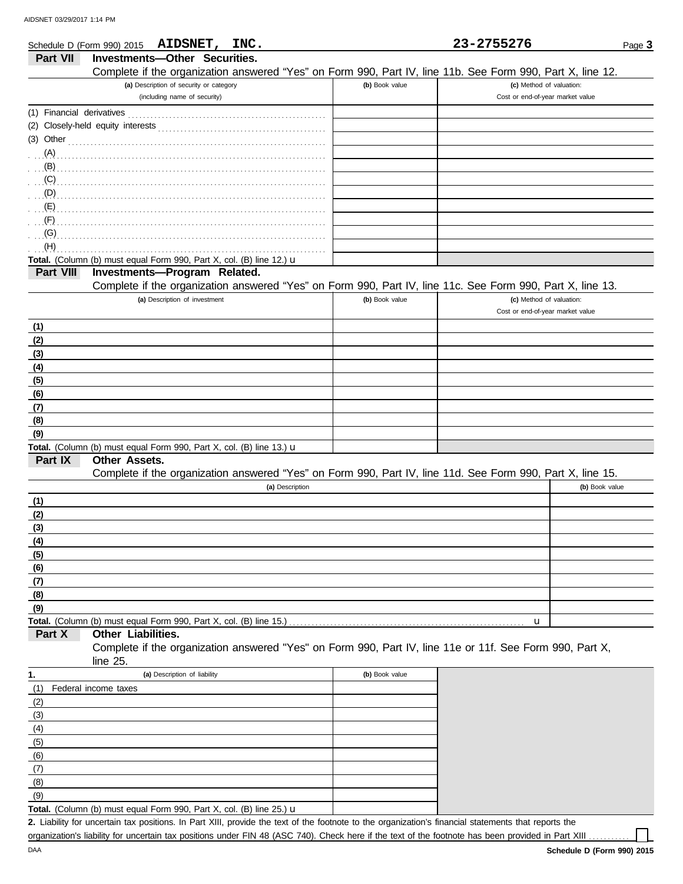Schedule D (Form 990) 2015 **AIDSNET, INC.** **23-2755276** Page **3**

## Part VII Investments—Other Securities.

Complete if the organization answered "Yes" on Form 990, Part IV, line 11b. See Form 990, Part X, line 12.

| (a) Description of security or category (including name of security) | (b) Book value | (c) Method of valuation: Cost or end-of-year market value |
|---|---|---|
| (1) Financial derivatives | | |
| (2) Closely-held equity interests | | |
| (3) Other | | |
| (A) | | |
| (B) | | |
| (C) | | |
| (D) | | |
| (E) | | |
| (F) | | |
| (G) | | |
| (H) | | |
| **Total.** (Column (b) must equal Form 990, Part X, col. (B) line 12.) u | | |

## Part VIII Investments—Program Related.

Complete if the organization answered "Yes" on Form 990, Part IV, line 11c. See Form 990, Part X, line 13.

| (a) Description of investment | (b) Book value | (c) Method of valuation: Cost or end-of-year market value |
|---|---|---|
| (1) | | |
| (2) | | |
| (3) | | |
| (4) | | |
| (5) | | |
| (6) | | |
| (7) | | |
| (8) | | |
| (9) | | |
| **Total.** (Column (b) must equal Form 990, Part X, col. (B) line 13.) u | | |

## Part IX Other Assets.

Complete if the organization answered "Yes" on Form 990, Part IV, line 11d. See Form 990, Part X, line 15.

| (a) Description | (b) Book value |
|---|---|
| (1) | |
| (2) | |
| (3) | |
| (4) | |
| (5) | |
| (6) | |
| (7) | |
| (8) | |
| (9) | |
| **Total.** (Column (b) must equal Form 990, Part X, col. (B) line 15.) u | |

## Part X Other Liabilities.

Complete if the organization answered "Yes" on Form 990, Part IV, line 11e or 11f. See Form 990, Part X, line 25.

| 1. (a) Description of liability | (b) Book value |
|---|---|
| (1) Federal income taxes | |
| (2) | |
| (3) | |
| (4) | |
| (5) | |
| (6) | |
| (7) | |
| (8) | |
| (9) | |
| **Total.** (Column (b) must equal Form 990, Part X, col. (B) line 25.) u | |

**2.** Liability for uncertain tax positions. In Part XIII, provide the text of the footnote to the organization's financial statements that reports the organization's liability for uncertain tax positions under FIN 48 (ASC 740). Check here if the text of the footnote has been provided in Part XIII ☐

DAA **Schedule D (Form 990) 2015**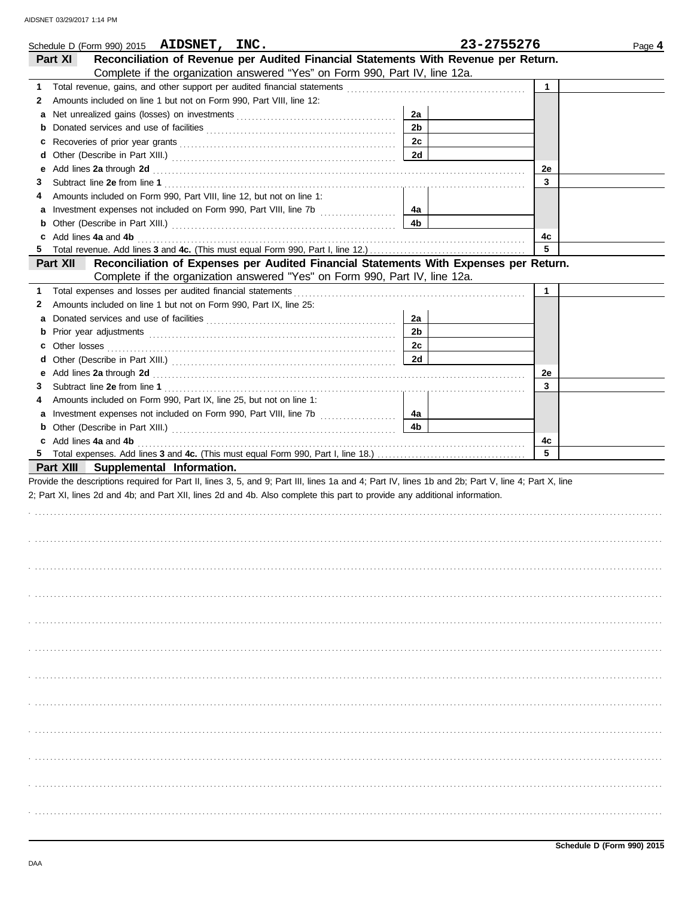Schedule D (Form 990) 2015 **AIDSNET, INC.** **23-2755276** Page **4**

## Part XI Reconciliation of Revenue per Audited Financial Statements With Revenue per Return.

Complete if the organization answered "Yes" on Form 990, Part IV, line 12a.

| | | | | | |
|---|---|---|---|---|---|
| **1** | Total revenue, gains, and other support per audited financial statements | | | 1 | |
| **2** | Amounts included on line 1 but not on Form 990, Part VIII, line 12: | | | | |
| **a** | Net unrealized gains (losses) on investments | 2a | | | |
| **b** | Donated services and use of facilities | 2b | | | |
| **c** | Recoveries of prior year grants | 2c | | | |
| **d** | Other (Describe in Part XIII.) | 2d | | | |
| **e** | Add lines **2a** through **2d** | | | 2e | |
| **3** | Subtract line **2e** from line **1** | | | 3 | |
| **4** | Amounts included on Form 990, Part VIII, line 12, but not on line 1: | | | | |
| **a** | Investment expenses not included on Form 990, Part VIII, line 7b | 4a | | | |
| **b** | Other (Describe in Part XIII.) | 4b | | | |
| **c** | Add lines **4a** and **4b** | | | 4c | |
| **5** | Total revenue. Add lines **3** and **4c.** (This must equal Form 990, Part I, line 12.) | | | 5 | |

## Part XII Reconciliation of Expenses per Audited Financial Statements With Expenses per Return.

Complete if the organization answered "Yes" on Form 990, Part IV, line 12a.

| | | | | | |
|---|---|---|---|---|---|
| **1** | Total expenses and losses per audited financial statements | | | 1 | |
| **2** | Amounts included on line 1 but not on Form 990, Part IX, line 25: | | | | |
| **a** | Donated services and use of facilities | 2a | | | |
| **b** | Prior year adjustments | 2b | | | |
| **c** | Other losses | 2c | | | |
| **d** | Other (Describe in Part XIII.) | 2d | | | |
| **e** | Add lines **2a** through **2d** | | | 2e | |
| **3** | Subtract line **2e** from line **1** | | | 3 | |
| **4** | Amounts included on Form 990, Part IX, line 25, but not on line 1: | | | | |
| **a** | Investment expenses not included on Form 990, Part VIII, line 7b | 4a | | | |
| **b** | Other (Describe in Part XIII.) | 4b | | | |
| **c** | Add lines **4a** and **4b** | | | 4c | |
| **5** | Total expenses. Add lines **3** and **4c.** (This must equal Form 990, Part I, line 18.) | | | 5 | |

## Part XIII Supplemental Information.

Provide the descriptions required for Part II, lines 3, 5, and 9; Part III, lines 1a and 4; Part IV, lines 1b and 2b; Part V, line 4; Part X, line 2; Part XI, lines 2d and 4b; and Part XII, lines 2d and 4b. Also complete this part to provide any additional information.

**Schedule D (Form 990) 2015**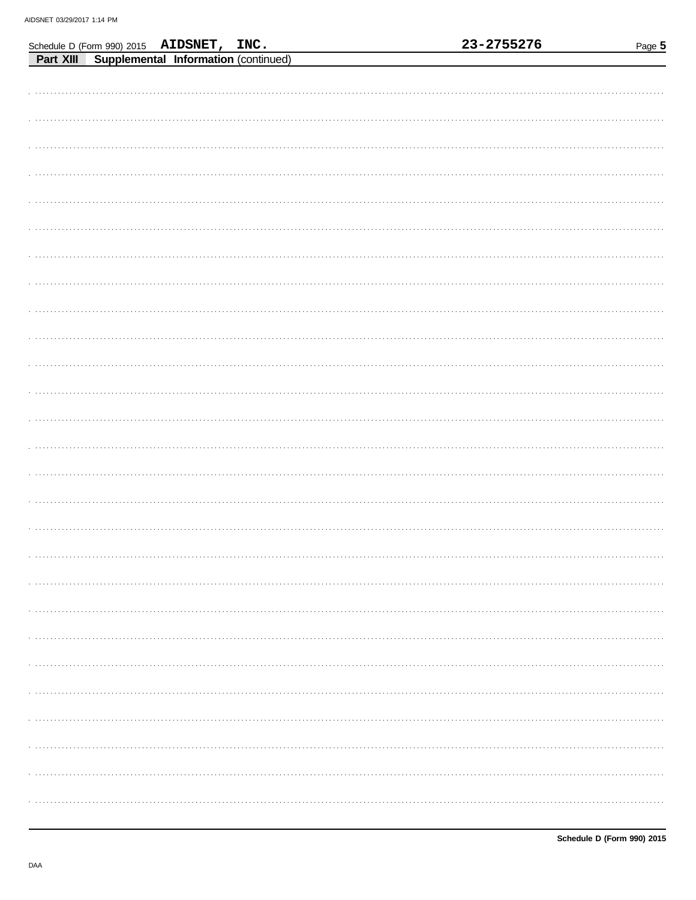Schedule D (Form 990) 2015 **AIDSNET, INC.** **23-2755276**

**Part XIII** **Supplemental Information** (continued)

Schedule D (Form 990) 2015

DAA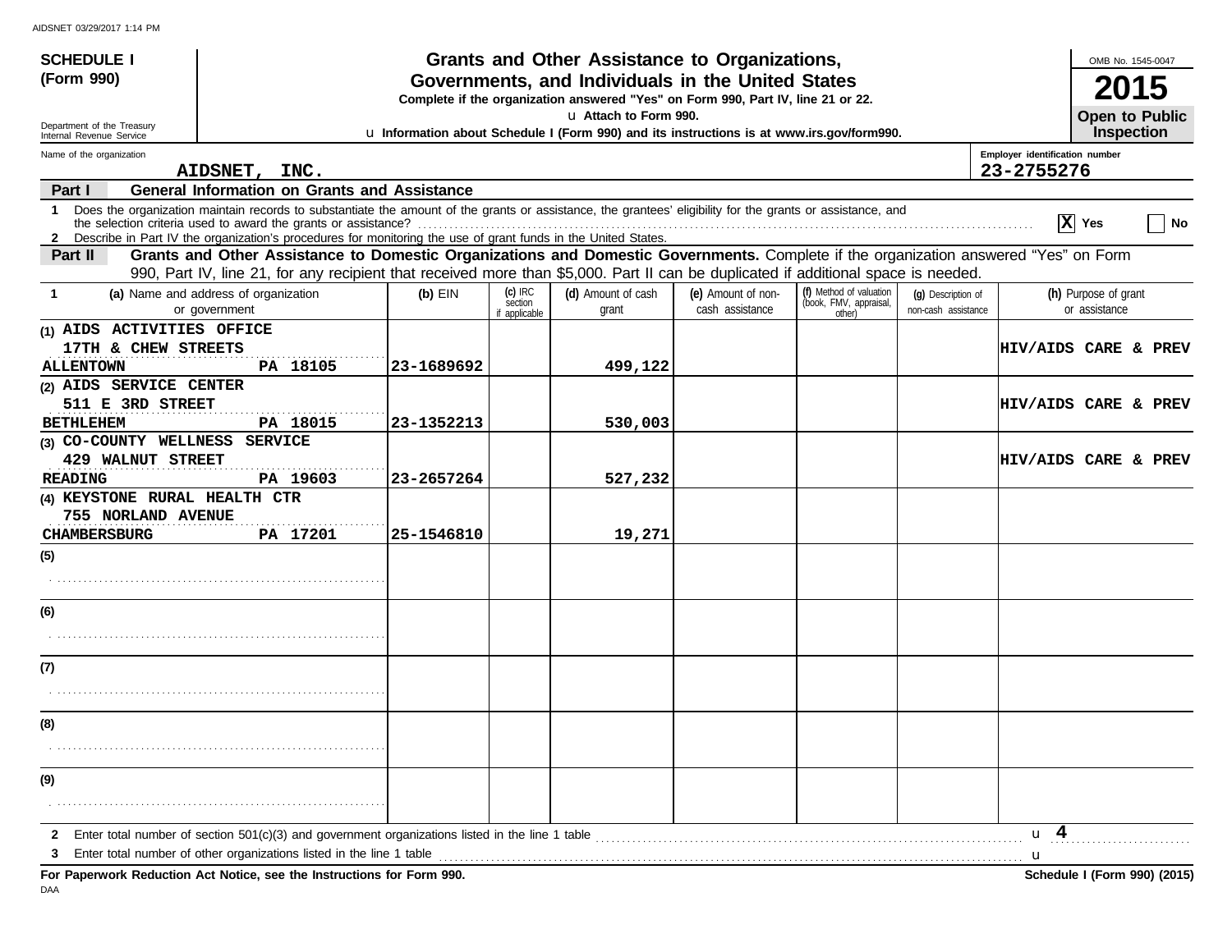**SCHEDULE I**
**(Form 990)**

Department of the Treasury
Internal Revenue Service

# Grants and Other Assistance to Organizations, Governments, and Individuals in the United States

**Complete if the organization answered "Yes" on Form 990, Part IV, line 21 or 22.**

u **Attach to Form 990.**

u **Information about Schedule I (Form 990) and its instructions is at www.irs.gov/form990.**

OMB No. 1545-0047

**2015**

**Open to Public Inspection**

Name of the organization: **AIDSNET, INC.**

Employer identification number: **23-2755276**

## Part I General Information on Grants and Assistance

1 Does the organization maintain records to substantiate the amount of the grants or assistance, the grantees' eligibility for the grants or assistance, and the selection criteria used to award the grants or assistance? [X] Yes [ ] No

2 Describe in Part IV the organization's procedures for monitoring the use of grant funds in the United States.

## Part II Grants and Other Assistance to Domestic Organizations and Domestic Governments.

Complete if the organization answered "Yes" on Form 990, Part IV, line 21, for any recipient that received more than $5,000. Part II can be duplicated if additional space is needed.

| 1 (a) Name and address of organization or government | (b) EIN | (c) IRC section if applicable | (d) Amount of cash grant | (e) Amount of non-cash assistance | (f) Method of valuation (book, FMV, appraisal, other) | (g) Description of non-cash assistance | (h) Purpose of grant or assistance |
|---|---|---|---|---|---|---|---|
| (1) AIDS ACTIVITIES OFFICE<br>17TH & CHEW STREETS<br>ALLENTOWN PA 18105 | 23-1689692 | | 499,122 | | | | HIV/AIDS CARE & PREV |
| (2) AIDS SERVICE CENTER<br>511 E 3RD STREET<br>BETHLEHEM PA 18015 | 23-1352213 | | 530,003 | | | | HIV/AIDS CARE & PREV |
| (3) CO-COUNTY WELLNESS SERVICE<br>429 WALNUT STREET<br>READING PA 19603 | 23-2657264 | | 527,232 | | | | HIV/AIDS CARE & PREV |
| (4) KEYSTONE RURAL HEALTH CTR<br>755 NORLAND AVENUE<br>CHAMBERSBURG PA 17201 | 25-1546810 | | 19,271 | | | | |
| (5) | | | | | | | |
| (6) | | | | | | | |
| (7) | | | | | | | |
| (8) | | | | | | | |
| (9) | | | | | | | |

2 Enter total number of section 501(c)(3) and government organizations listed in the line 1 table u **4**

3 Enter total number of other organizations listed in the line 1 table u

**For Paperwork Reduction Act Notice, see the Instructions for Form 990.**

**Schedule I (Form 990) (2015)**

DAA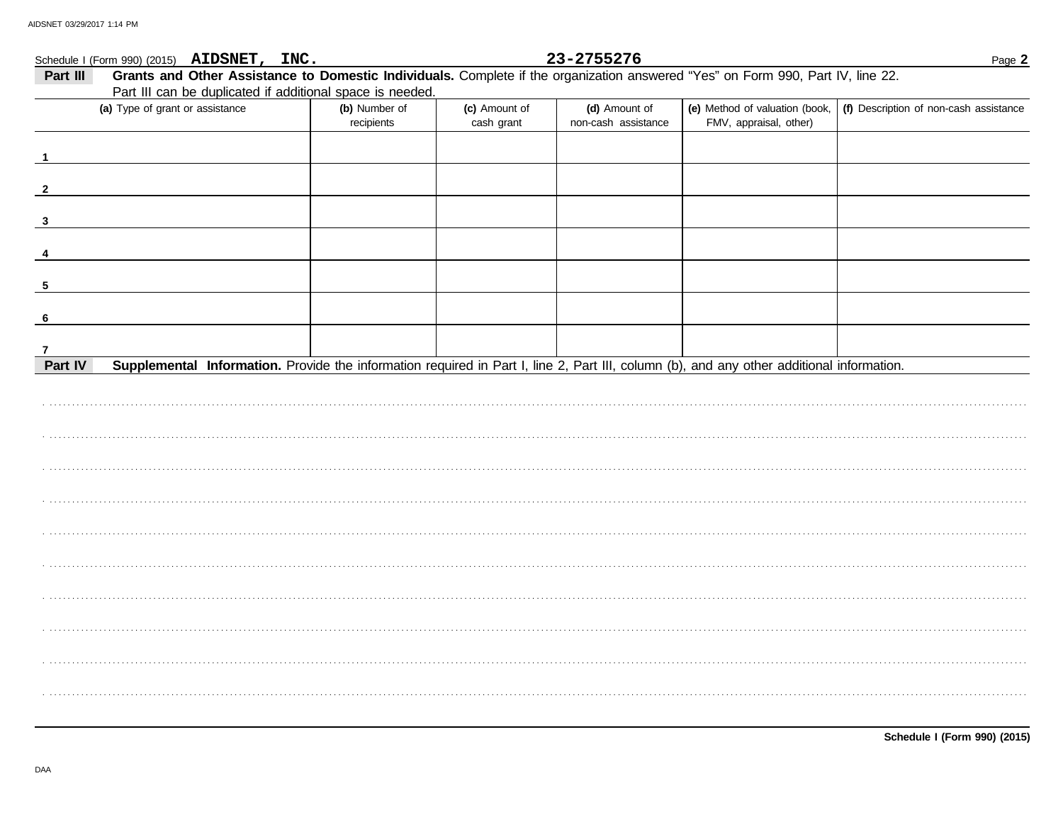Schedule I (Form 990) (2015) **AIDSNET, INC.** **23-2755276** Page **2**

**Part III** **Grants and Other Assistance to Domestic Individuals.** Complete if the organization answered "Yes" on Form 990, Part IV, line 22. Part III can be duplicated if additional space is needed.

| (a) Type of grant or assistance | (b) Number of recipients | (c) Amount of cash grant | (d) Amount of non-cash assistance | (e) Method of valuation (book, FMV, appraisal, other) | (f) Description of non-cash assistance |
|---|---|---|---|---|---|
| 1 | | | | | |
| 2 | | | | | |
| 3 | | | | | |
| 4 | | | | | |
| 5 | | | | | |
| 6 | | | | | |
| 7 | | | | | |

**Part IV** **Supplemental Information.** Provide the information required in Part I, line 2, Part III, column (b), and any other additional information.

**Schedule I (Form 990) (2015)**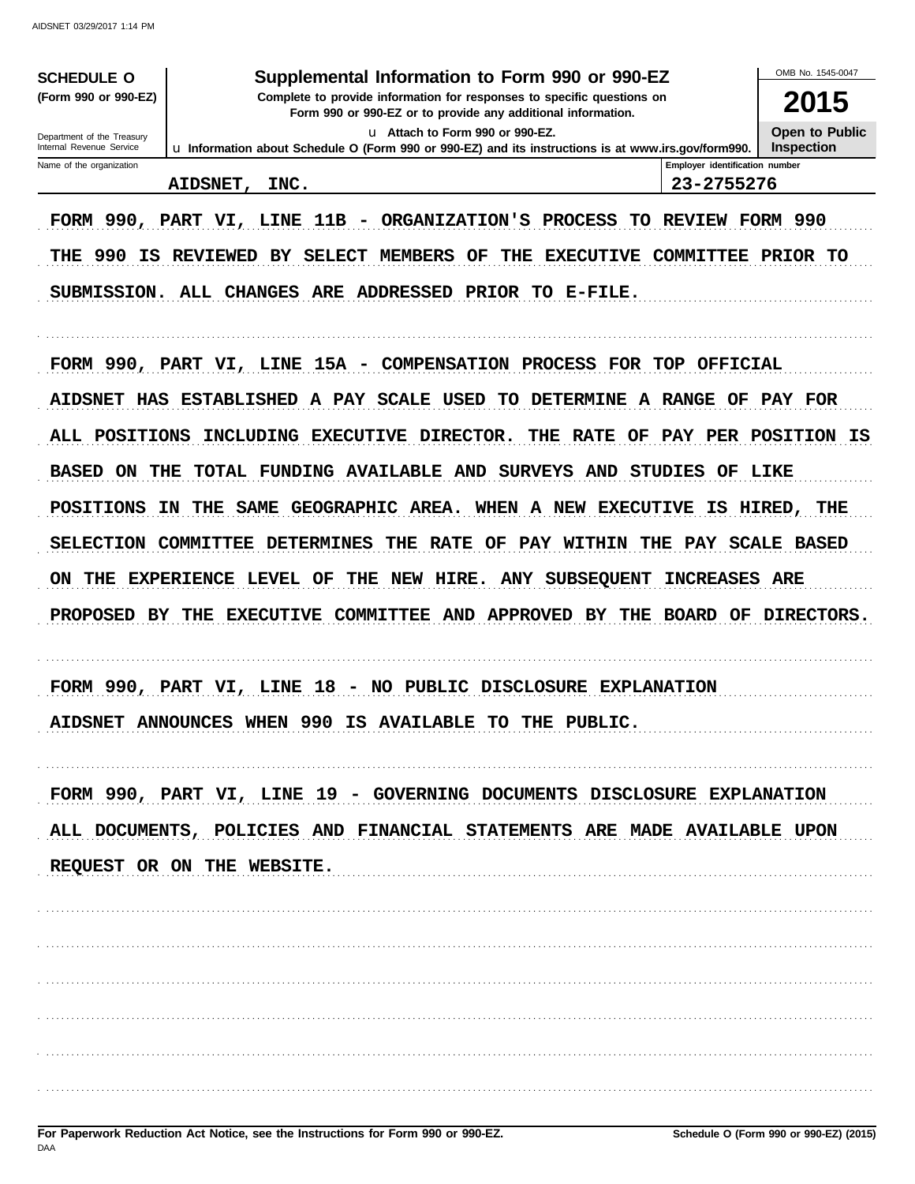**SCHEDULE O**
**(Form 990 or 990-EZ)**

Department of the Treasury
Internal Revenue Service

# Supplemental Information to Form 990 or 990-EZ

**Complete to provide information for responses to specific questions on Form 990 or 990-EZ or to provide any additional information.**

u Attach to Form 990 or 990-EZ.

u **Information about Schedule O (Form 990 or 990-EZ) and its instructions is at www.irs.gov/form990.**

OMB No. 1545-0047

**2015**

**Open to Public Inspection**

| Name of the organization | Employer identification number |
|---|---|
| AIDSNET, INC. | 23-2755276 |

FORM 990, PART VI, LINE 11B - ORGANIZATION'S PROCESS TO REVIEW FORM 990

THE 990 IS REVIEWED BY SELECT MEMBERS OF THE EXECUTIVE COMMITTEE PRIOR TO SUBMISSION. ALL CHANGES ARE ADDRESSED PRIOR TO E-FILE.

FORM 990, PART VI, LINE 15A - COMPENSATION PROCESS FOR TOP OFFICIAL

AIDSNET HAS ESTABLISHED A PAY SCALE USED TO DETERMINE A RANGE OF PAY FOR ALL POSITIONS INCLUDING EXECUTIVE DIRECTOR. THE RATE OF PAY PER POSITION IS BASED ON THE TOTAL FUNDING AVAILABLE AND SURVEYS AND STUDIES OF LIKE POSITIONS IN THE SAME GEOGRAPHIC AREA. WHEN A NEW EXECUTIVE IS HIRED, THE SELECTION COMMITTEE DETERMINES THE RATE OF PAY WITHIN THE PAY SCALE BASED ON THE EXPERIENCE LEVEL OF THE NEW HIRE. ANY SUBSEQUENT INCREASES ARE PROPOSED BY THE EXECUTIVE COMMITTEE AND APPROVED BY THE BOARD OF DIRECTORS.

FORM 990, PART VI, LINE 18 - NO PUBLIC DISCLOSURE EXPLANATION

AIDSNET ANNOUNCES WHEN 990 IS AVAILABLE TO THE PUBLIC.

FORM 990, PART VI, LINE 19 - GOVERNING DOCUMENTS DISCLOSURE EXPLANATION

ALL DOCUMENTS, POLICIES AND FINANCIAL STATEMENTS ARE MADE AVAILABLE UPON REQUEST OR ON THE WEBSITE.

**For Paperwork Reduction Act Notice, see the Instructions for Form 990 or 990-EZ.** **Schedule O (Form 990 or 990-EZ) (2015)**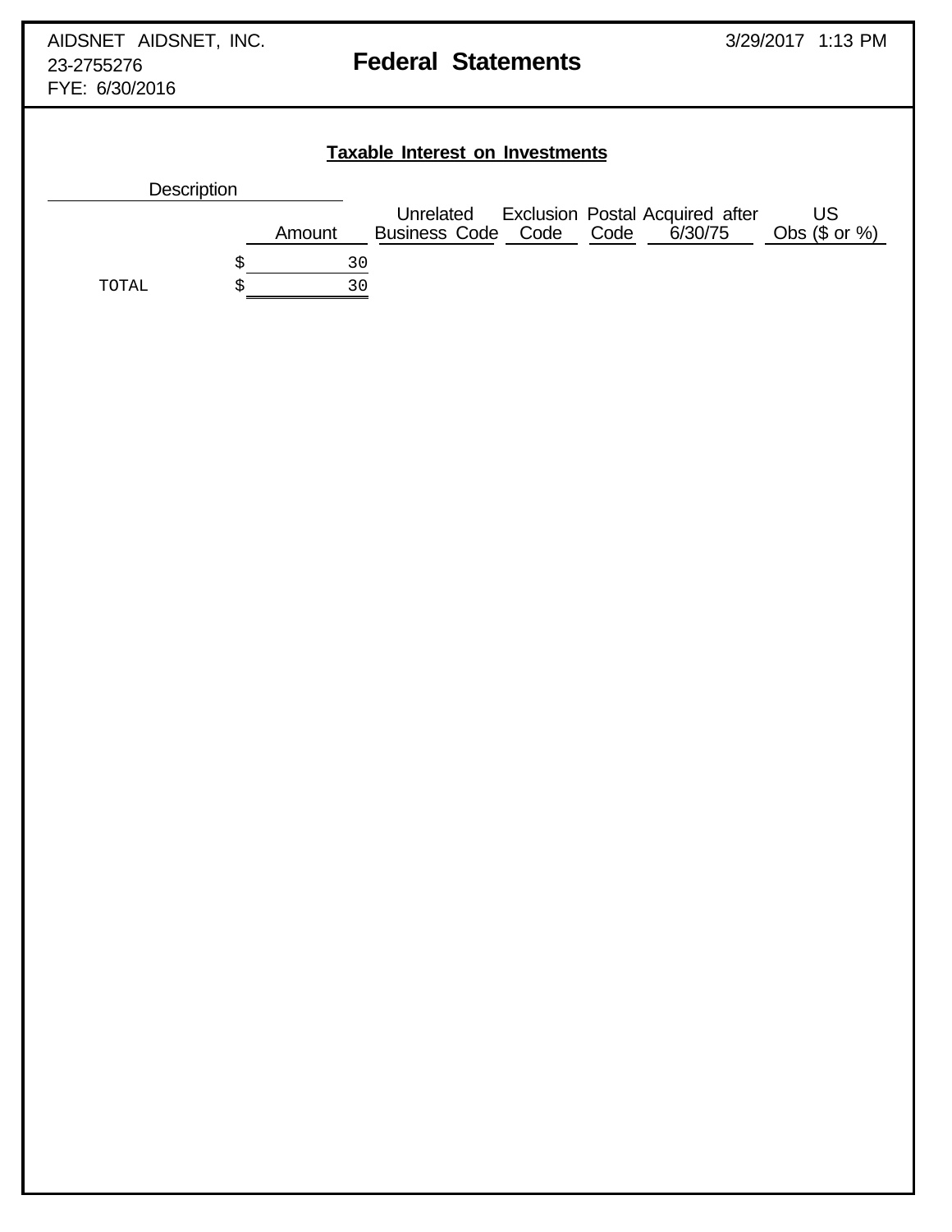AIDSNET AIDSNET, INC.
23-2755276
FYE: 6/30/2016

# Federal Statements

3/29/2017 1:13 PM

## Taxable Interest on Investments

| Description | Amount | Unrelated Business Code | Exclusion Code | Postal Code | Acquired after 6/30/75 | US Obs ($ or %) |
|---|---|---|---|---|---|---|
| | $ 30 | | | | | |
| TOTAL | $ 30 | | | | | |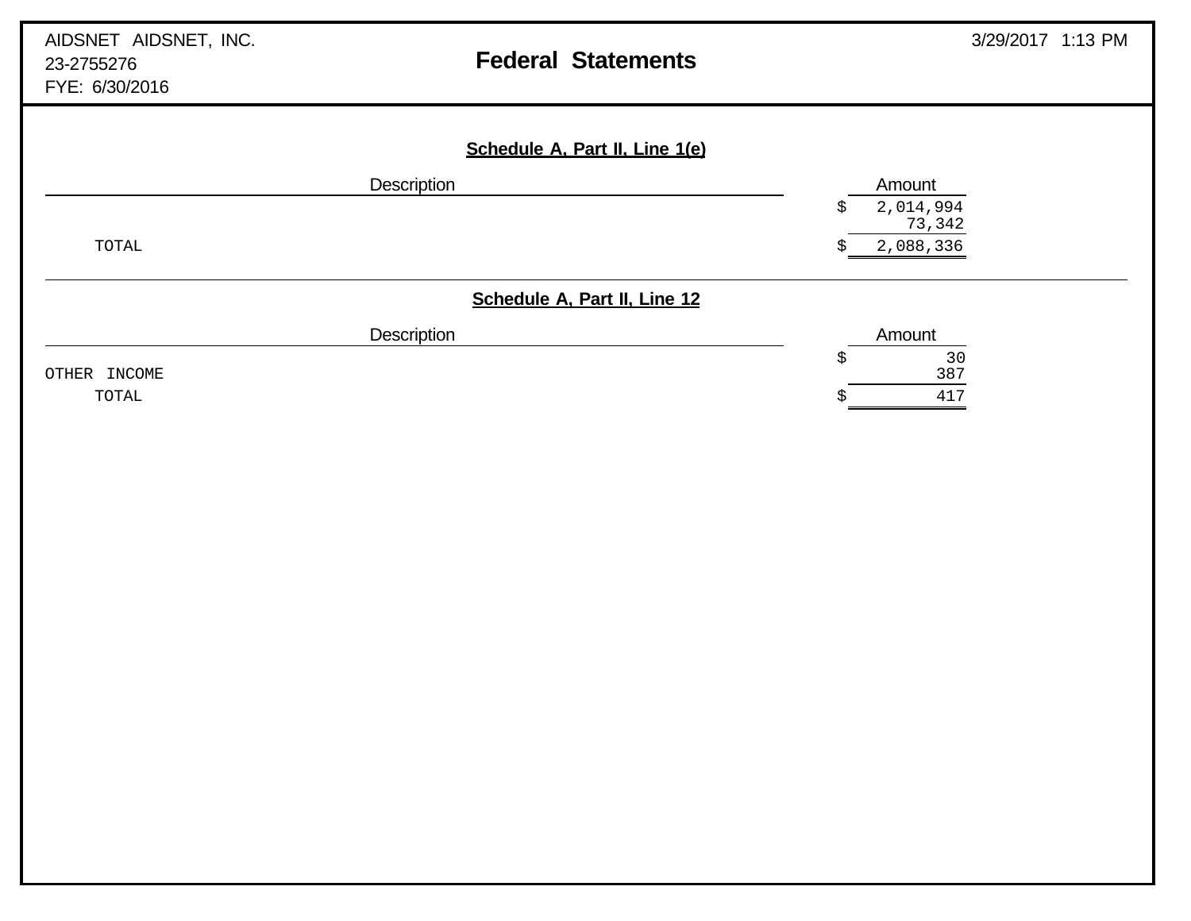AIDSNET AIDSNET, INC.
23-2755276
FYE: 6/30/2016

# Federal Statements

## Schedule A, Part II, Line 1(e)

| Description | Amount |
| --- | --- |
| | $ 2,014,994 |
| | 73,342 |
| TOTAL | $ 2,088,336 |

## Schedule A, Part II, Line 12

| Description | Amount |
| --- | --- |
| | $ 30 |
| OTHER INCOME | 387 |
| TOTAL | $ 417 |